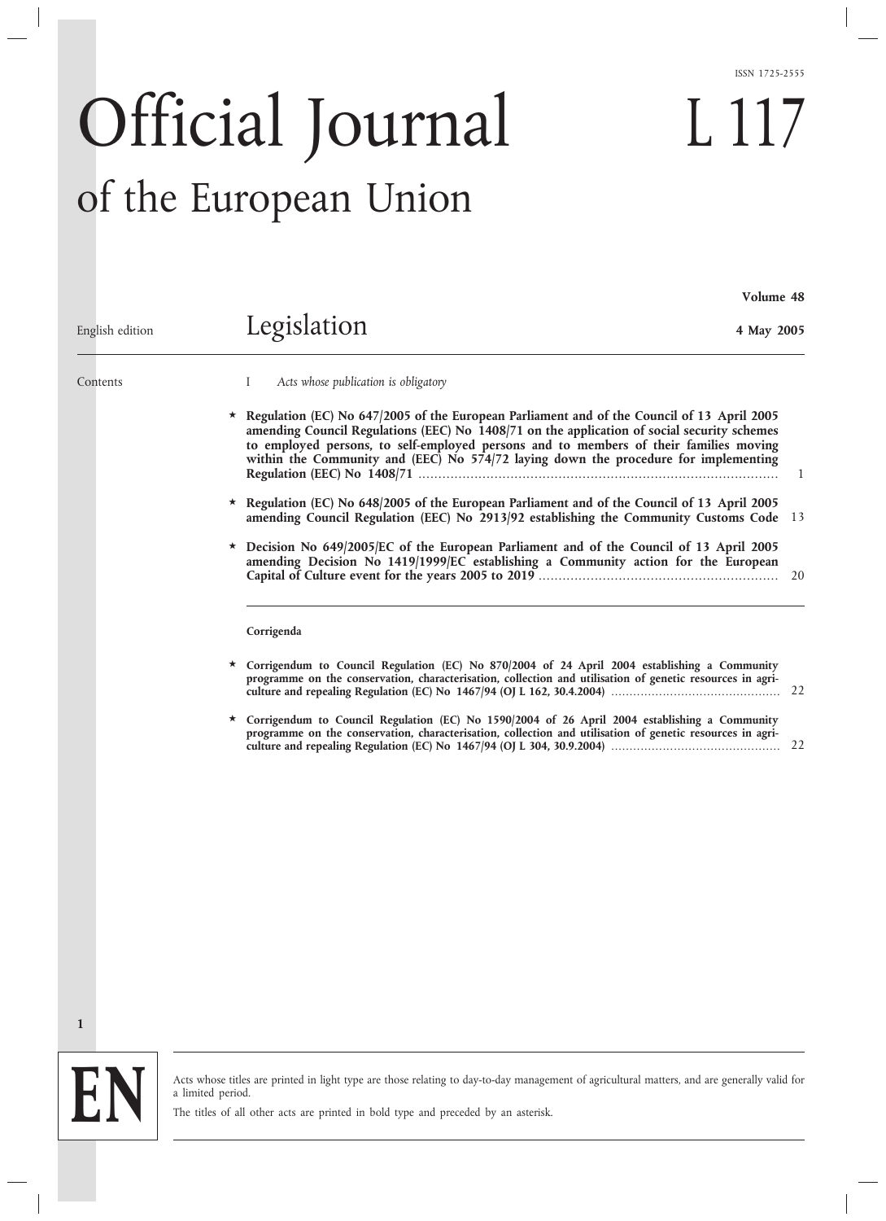ISSN 1725-2555

# Official Journal of the European Union

# L 117

English edition

## Legislation

Volume 48

4 May 2005

Contents

I *Acts whose publication is obligatory*

★ **Regulation (EC) No 647/2005 of the European Parliament and of the Council of 13 April 2005 amending Council Regulations (EEC) No 1408/71 on the application of social security schemes to employed persons, to self-employed persons and to members of their families moving within the Community and (EEC) No 574/72 laying down the procedure for implementing Regulation (EEC) No 1408/71** ........................................................................................ 1

★ **Regulation (EC) No 648/2005 of the European Parliament and of the Council of 13 April 2005 amending Council Regulation (EEC) No 2913/92 establishing the Community Customs Code** 13

★ **Decision No 649/2005/EC of the European Parliament and of the Council of 13 April 2005 amending Decision No 1419/1999/EC establishing a Community action for the European Capital of Culture event for the years 2005 to 2019** ........................................................... 20

**Corrigenda**

★ **Corrigendum to Council Regulation (EC) No 870/2004 of 24 April 2004 establishing a Community programme on the conservation, characterisation, collection and utilisation of genetic resources in agriculture and repealing Regulation (EC) No 1467/94 (OJ L 162, 30.4.2004)** ............................................ 22

★ **Corrigendum to Council Regulation (EC) No 1590/2004 of 26 April 2004 establishing a Community programme on the conservation, characterisation, collection and utilisation of genetic resources in agriculture and repealing Regulation (EC) No 1467/94 (OJ L 304, 30.9.2004)** ............................................ 22

EN

Acts whose titles are printed in light type are those relating to day-to-day management of agricultural matters, and are generally valid for a limited period.

The titles of all other acts are printed in bold type and preceded by an asterisk.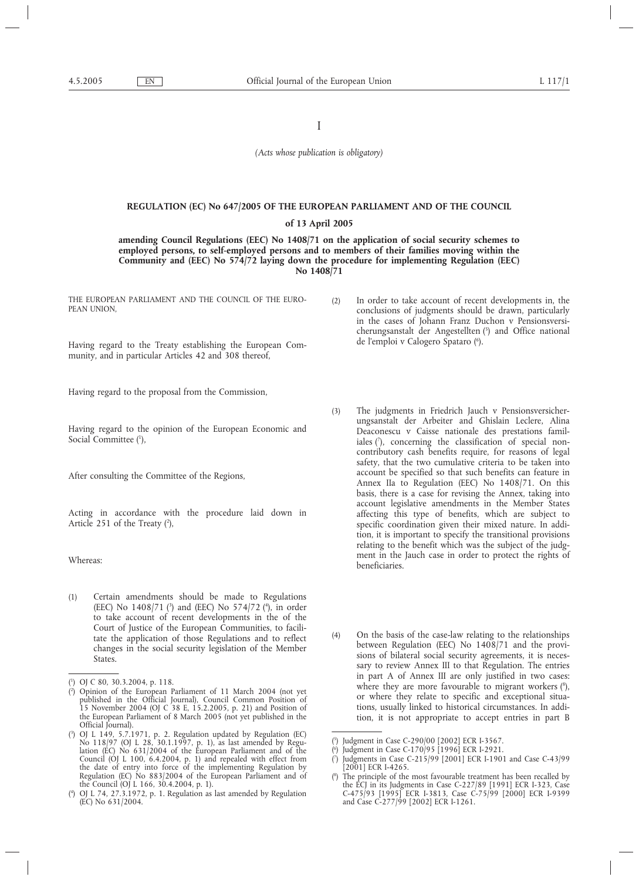I

*(Acts whose publication is obligatory)*

**REGULATION (EC) No 647/2005 OF THE EUROPEAN PARLIAMENT AND OF THE COUNCIL**

**of 13 April 2005**

**amending Council Regulations (EEC) No 1408/71 on the application of social security schemes to employed persons, to self-employed persons and to members of their families moving within the Community and (EEC) No 574/72 laying down the procedure for implementing Regulation (EEC) No 1408/71**

THE EUROPEAN PARLIAMENT AND THE COUNCIL OF THE EUROPEAN UNION,

Having regard to the Treaty establishing the European Community, and in particular Articles 42 and 308 thereof,

Having regard to the proposal from the Commission,

Having regard to the opinion of the European Economic and Social Committee ([1]),

After consulting the Committee of the Regions,

Acting in accordance with the procedure laid down in Article 251 of the Treaty ([2]),

Whereas:

(1) Certain amendments should be made to Regulations (EEC) No 1408/71 ([3]) and (EEC) No 574/72 ([4]), in order to take account of recent developments in the of the Court of Justice of the European Communities, to facilitate the application of those Regulations and to reflect changes in the social security legislation of the Member States.

(2) In order to take account of recent developments in, the conclusions of judgments should be drawn, particularly in the cases of Johann Franz Duchon v Pensionsversicherungsanstalt der Angestellten ([5]) and Office national de l'emploi v Calogero Spataro ([6]).

(3) The judgments in Friedrich Jauch v Pensionsversicherungsanstalt der Arbeiter and Ghislain Leclere, Alina Deaconescu v Caisse nationale des prestations familiales ([7]), concerning the classification of special non-contributory cash benefits require, for reasons of legal safety, that the two cumulative criteria to be taken into account be specified so that such benefits can feature in Annex IIa to Regulation (EEC) No 1408/71. On this basis, there is a case for revising the Annex, taking into account legislative amendments in the Member States affecting this type of benefits, which are subject to specific coordination given their mixed nature. In addition, it is important to specify the transitional provisions relating to the benefit which was the subject of the judgment in the Jauch case in order to protect the rights of beneficiaries.

(4) On the basis of the case-law relating to the relationships between Regulation (EEC) No 1408/71 and the provisions of bilateral social security agreements, it is necessary to review Annex III to that Regulation. The entries in part A of Annex III are only justified in two cases: where they are more favourable to migrant workers ([8]), or where they relate to specific and exceptional situations, usually linked to historical circumstances. In addition, it is not appropriate to accept entries in part B

---

([1]) OJ C 80, 30.3.2004, p. 118.

([2]) Opinion of the European Parliament of 11 March 2004 (not yet published in the Official Journal), Council Common Position of 15 November 2004 (OJ C 38 E, 15.2.2005, p. 21) and Position of the European Parliament of 8 March 2005 (not yet published in the Official Journal).

([3]) OJ L 149, 5.7.1971, p. 2. Regulation updated by Regulation (EC) No 118/97 (OJ L 28, 30.1.1997, p. 1), as last amended by Regulation (EC) No 631/2004 of the European Parliament and of the Council (OJ L 100, 6.4.2004, p. 1) and repealed with effect from the date of entry into force of the implementing Regulation by Regulation (EC) No 883/2004 of the European Parliament and of the Council (OJ L 166, 30.4.2004, p. 1).

([4]) OJ L 74, 27.3.1972, p. 1. Regulation as last amended by Regulation (EC) No 631/2004.

([5]) Judgment in Case C-290/00 [2002] ECR I-3567.

([6]) Judgment in Case C-170/95 [1996] ECR I-2921.

([7]) Judgments in Case C-215/99 [2001] ECR I-1901 and Case C-43/99 [2001] ECR I-4265.

([8]) The principle of the most favourable treatment has been recalled by the ECJ in its Judgments in Case C-227/89 [1991] ECR I-323, Case C-475/93 [1995] ECR I-3813, Case C-75/99 [2000] ECR I-9399 and Case C-277/99 [2002] ECR I-1261.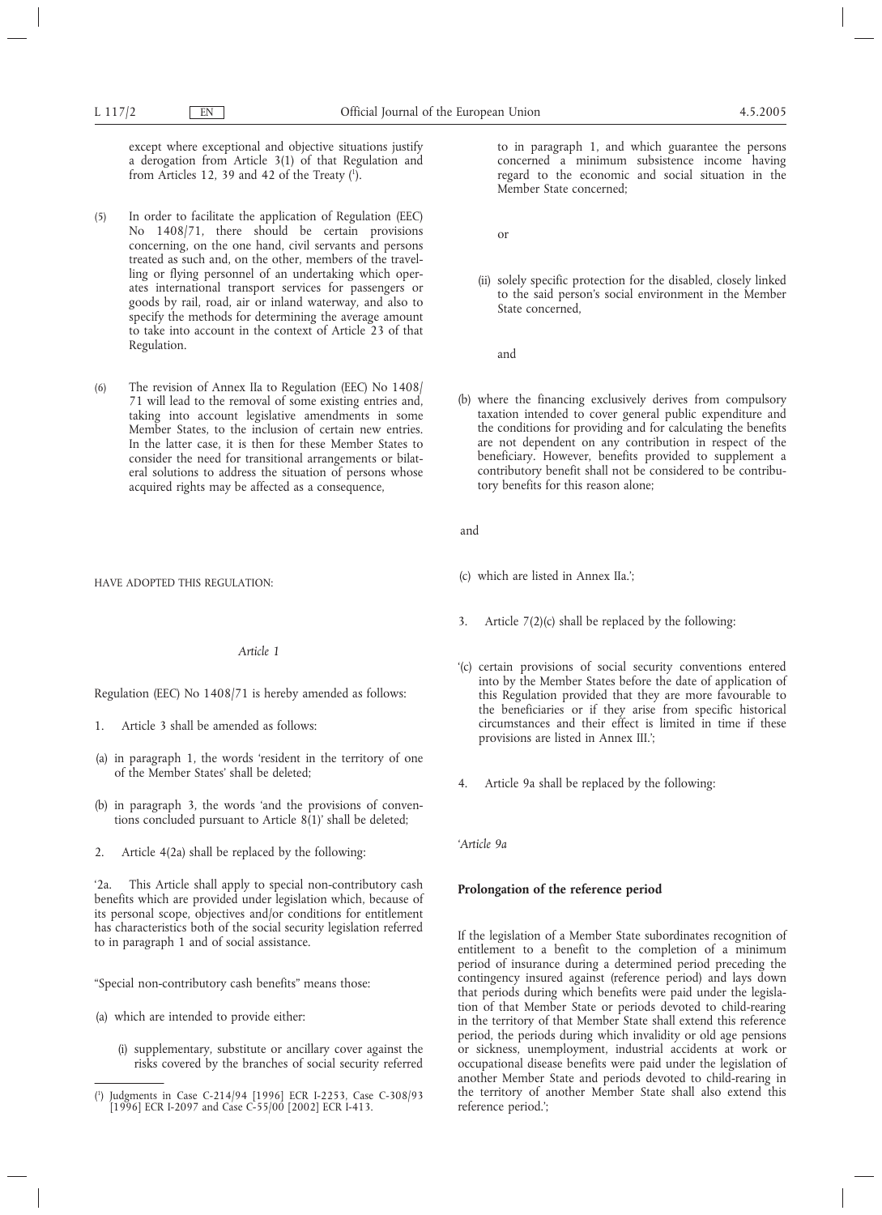except where exceptional and objective situations justify a derogation from Article 3(1) of that Regulation and from Articles 12, 39 and 42 of the Treaty [1].

(5) In order to facilitate the application of Regulation (EEC) No 1408/71, there should be certain provisions concerning, on the one hand, civil servants and persons treated as such and, on the other, members of the travelling or flying personnel of an undertaking which operates international transport services for passengers or goods by rail, road, air or inland waterway, and also to specify the methods for determining the average amount to take into account in the context of Article 23 of that Regulation.

(6) The revision of Annex IIa to Regulation (EEC) No 1408/71 will lead to the removal of some existing entries and, taking into account legislative amendments in some Member States, to the inclusion of certain new entries. In the latter case, it is then for these Member States to consider the need for transitional arrangements or bilateral solutions to address the situation of persons whose acquired rights may be affected as a consequence,

HAVE ADOPTED THIS REGULATION:

*Article 1*

Regulation (EEC) No 1408/71 is hereby amended as follows:

1. Article 3 shall be amended as follows:

(a) in paragraph 1, the words 'resident in the territory of one of the Member States' shall be deleted;

(b) in paragraph 3, the words 'and the provisions of conventions concluded pursuant to Article 8(1)' shall be deleted;

2. Article 4(2a) shall be replaced by the following:

'2a. This Article shall apply to special non-contributory cash benefits which are provided under legislation which, because of its personal scope, objectives and/or conditions for entitlement has characteristics both of the social security legislation referred to in paragraph 1 and of social assistance.

"Special non-contributory cash benefits" means those:

(a) which are intended to provide either:

(i) supplementary, substitute or ancillary cover against the risks covered by the branches of social security referred to in paragraph 1, and which guarantee the persons concerned a minimum subsistence income having regard to the economic and social situation in the Member State concerned;

or

(ii) solely specific protection for the disabled, closely linked to the said person's social environment in the Member State concerned,

and

(b) where the financing exclusively derives from compulsory taxation intended to cover general public expenditure and the conditions for providing and for calculating the benefits are not dependent on any contribution in respect of the beneficiary. However, benefits provided to supplement a contributory benefit shall not be considered to be contributory benefits for this reason alone;

and

(c) which are listed in Annex IIa.';

3. Article 7(2)(c) shall be replaced by the following:

'(c) certain provisions of social security conventions entered into by the Member States before the date of application of this Regulation provided that they are more favourable to the beneficiaries or if they arise from specific historical circumstances and their effect is limited in time if these provisions are listed in Annex III.';

4. Article 9a shall be replaced by the following:

'*Article 9a*

**Prolongation of the reference period**

If the legislation of a Member State subordinates recognition of entitlement to a benefit to the completion of a minimum period of insurance during a determined period preceding the contingency insured against (reference period) and lays down that periods during which benefits were paid under the legislation of that Member State or periods devoted to child-rearing in the territory of that Member State shall extend this reference period, the periods during which invalidity or old age pensions or sickness, unemployment, industrial accidents at work or occupational disease benefits were paid under the legislation of another Member State and periods devoted to child-rearing in the territory of another Member State shall also extend this reference period.';

[1] Judgments in Case C-214/94 [1996] ECR I-2253, Case C-308/93 [1996] ECR I-2097 and Case C-55/00 [2002] ECR I-413.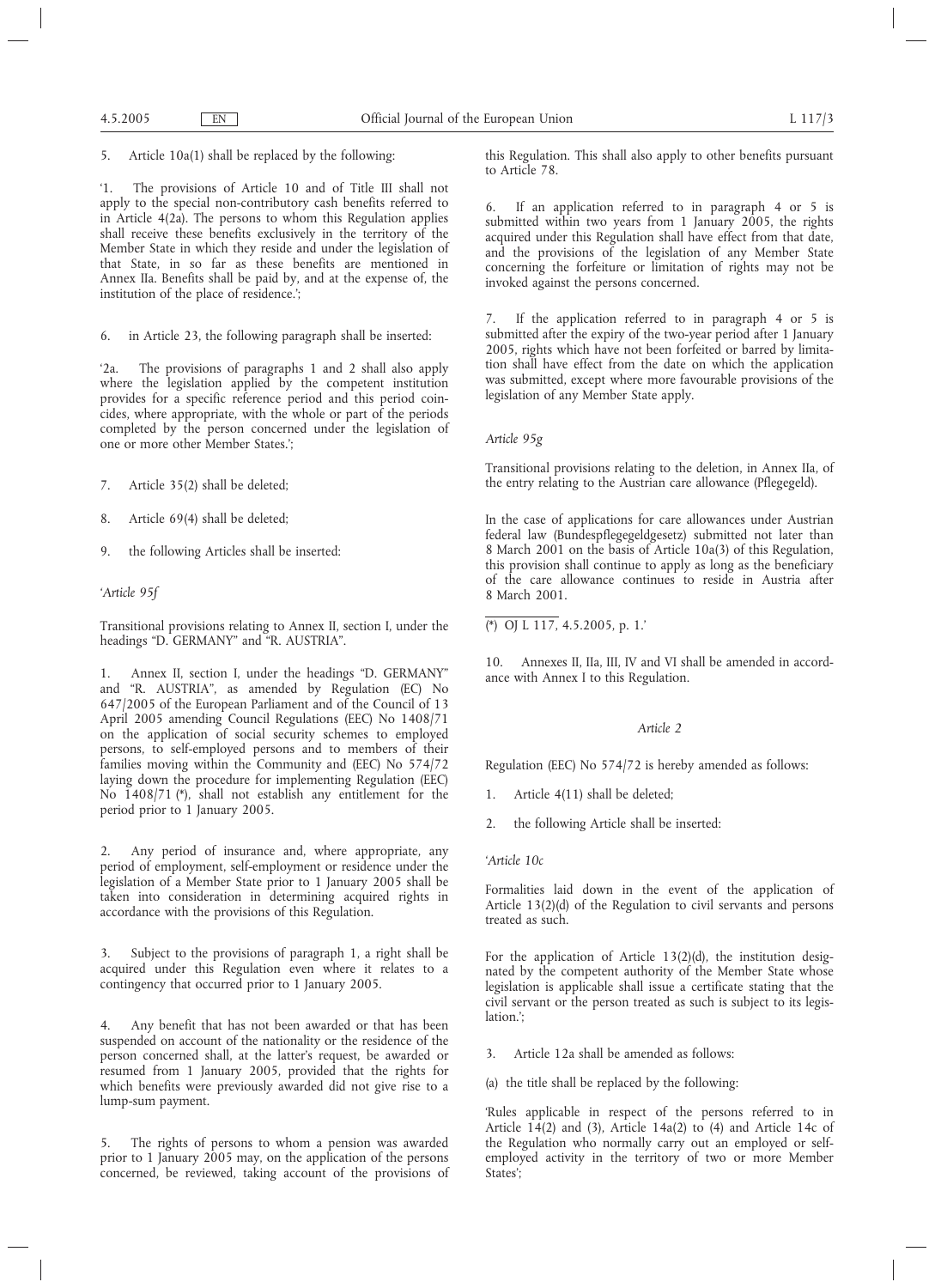5. Article 10a(1) shall be replaced by the following:

'1. The provisions of Article 10 and of Title III shall not apply to the special non-contributory cash benefits referred to in Article 4(2a). The persons to whom this Regulation applies shall receive these benefits exclusively in the territory of the Member State in which they reside and under the legislation of that State, in so far as these benefits are mentioned in Annex IIa. Benefits shall be paid by, and at the expense of, the institution of the place of residence.';

6. in Article 23, the following paragraph shall be inserted:

'2a. The provisions of paragraphs 1 and 2 shall also apply where the legislation applied by the competent institution provides for a specific reference period and this period coincides, where appropriate, with the whole or part of the periods completed by the person concerned under the legislation of one or more other Member States.';

7. Article 35(2) shall be deleted;

8. Article 69(4) shall be deleted;

9. the following Articles shall be inserted:

'*Article 95f*

Transitional provisions relating to Annex II, section I, under the headings "D. GERMANY" and "R. AUSTRIA".

1. Annex II, section I, under the headings "D. GERMANY" and "R. AUSTRIA", as amended by Regulation (EC) No 647/2005 of the European Parliament and of the Council of 13 April 2005 amending Council Regulations (EEC) No 1408/71 on the application of social security schemes to employed persons, to self-employed persons and to members of their families moving within the Community and (EEC) No 574/72 laying down the procedure for implementing Regulation (EEC) No 1408/71 (*), shall not establish any entitlement for the period prior to 1 January 2005.

2. Any period of insurance and, where appropriate, any period of employment, self-employment or residence under the legislation of a Member State prior to 1 January 2005 shall be taken into consideration in determining acquired rights in accordance with the provisions of this Regulation.

3. Subject to the provisions of paragraph 1, a right shall be acquired under this Regulation even where it relates to a contingency that occurred prior to 1 January 2005.

4. Any benefit that has not been awarded or that has been suspended on account of the nationality or the residence of the person concerned shall, at the latter's request, be awarded or resumed from 1 January 2005, provided that the rights for which benefits were previously awarded did not give rise to a lump-sum payment.

5. The rights of persons to whom a pension was awarded prior to 1 January 2005 may, on the application of the persons concerned, be reviewed, taking account of the provisions of this Regulation. This shall also apply to other benefits pursuant to Article 78.

6. If an application referred to in paragraph 4 or 5 is submitted within two years from 1 January 2005, the rights acquired under this Regulation shall have effect from that date, and the provisions of the legislation of any Member State concerning the forfeiture or limitation of rights may not be invoked against the persons concerned.

7. If the application referred to in paragraph 4 or 5 is submitted after the expiry of the two-year period after 1 January 2005, rights which have not been forfeited or barred by limitation shall have effect from the date on which the application was submitted, except where more favourable provisions of the legislation of any Member State apply.

*Article 95g*

Transitional provisions relating to the deletion, in Annex IIa, of the entry relating to the Austrian care allowance (Pflegegeld).

In the case of applications for care allowances under Austrian federal law (Bundespflegegeldgesetz) submitted not later than 8 March 2001 on the basis of Article 10a(3) of this Regulation, this provision shall continue to apply as long as the beneficiary of the care allowance continues to reside in Austria after 8 March 2001.

(*) OJ L 117, 4.5.2005, p. 1.'

10. Annexes II, IIa, III, IV and VI shall be amended in accordance with Annex I to this Regulation.

*Article 2*

Regulation (EEC) No 574/72 is hereby amended as follows:

1. Article 4(11) shall be deleted;

2. the following Article shall be inserted:

'*Article 10c*

Formalities laid down in the event of the application of Article 13(2)(d) of the Regulation to civil servants and persons treated as such.

For the application of Article 13(2)(d), the institution designated by the competent authority of the Member State whose legislation is applicable shall issue a certificate stating that the civil servant or the person treated as such is subject to its legislation.';

3. Article 12a shall be amended as follows:

(a) the title shall be replaced by the following:

'Rules applicable in respect of the persons referred to in Article 14(2) and (3), Article 14a(2) to (4) and Article 14c of the Regulation who normally carry out an employed or self-employed activity in the territory of two or more Member States';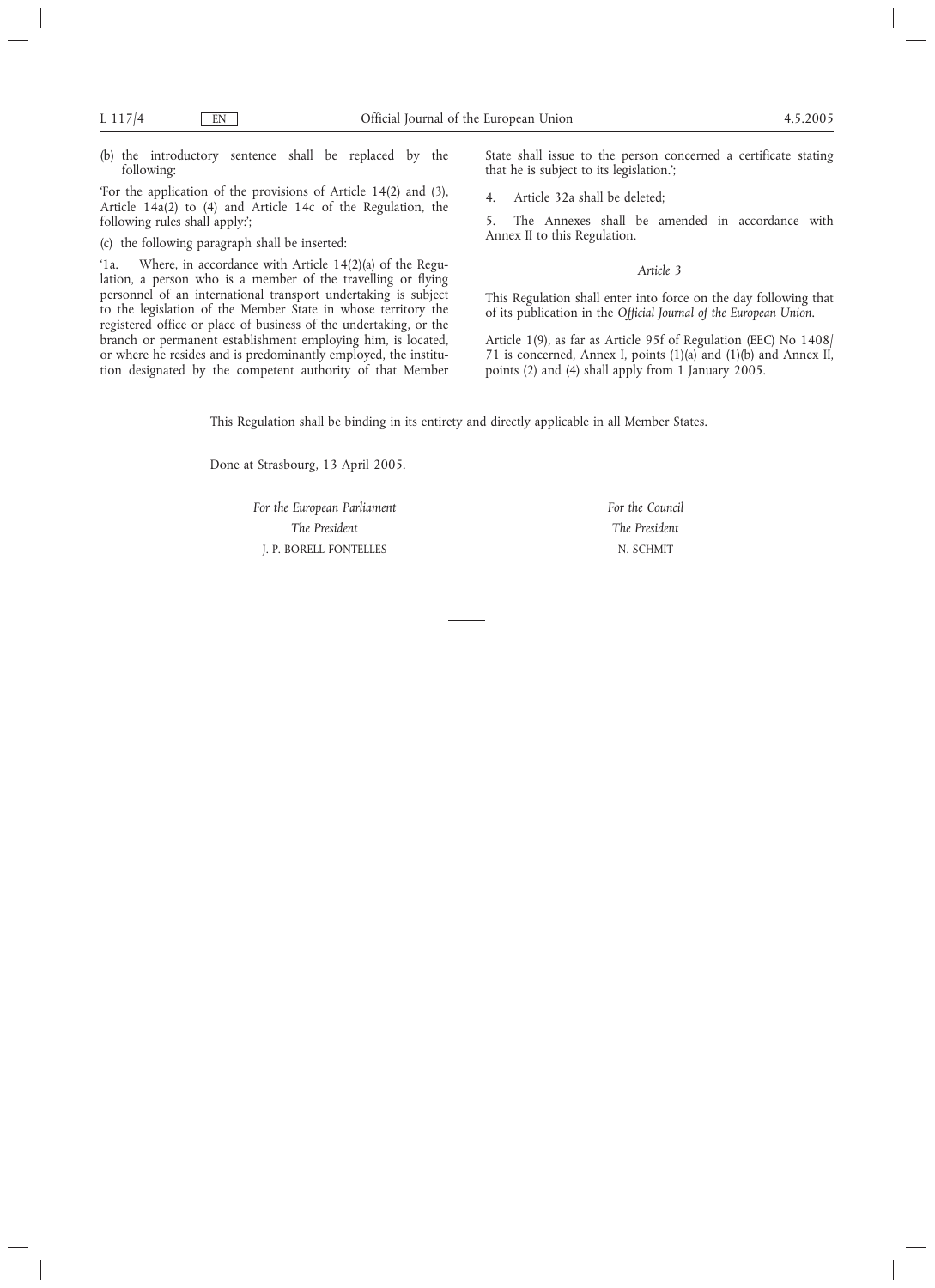(b) the introductory sentence shall be replaced by the following:

'For the application of the provisions of Article 14(2) and (3), Article 14a(2) to (4) and Article 14c of the Regulation, the following rules shall apply:';

(c) the following paragraph shall be inserted:

'1a. Where, in accordance with Article 14(2)(a) of the Regulation, a person who is a member of the travelling or flying personnel of an international transport undertaking is subject to the legislation of the Member State in whose territory the registered office or place of business of the undertaking, or the branch or permanent establishment employing him, is located, or where he resides and is predominantly employed, the institution designated by the competent authority of that Member State shall issue to the person concerned a certificate stating that he is subject to its legislation.';

4. Article 32a shall be deleted;

5. The Annexes shall be amended in accordance with Annex II to this Regulation.

*Article 3*

This Regulation shall enter into force on the day following that of its publication in the *Official Journal of the European Union*.

Article 1(9), as far as Article 95f of Regulation (EEC) No 1408/71 is concerned, Annex I, points (1)(a) and (1)(b) and Annex II, points (2) and (4) shall apply from 1 January 2005.

This Regulation shall be binding in its entirety and directly applicable in all Member States.

Done at Strasbourg, 13 April 2005.

*For the European Parliament*
*The President*
J. P. BORELL FONTELLES

*For the Council*
*The President*
N. SCHMIT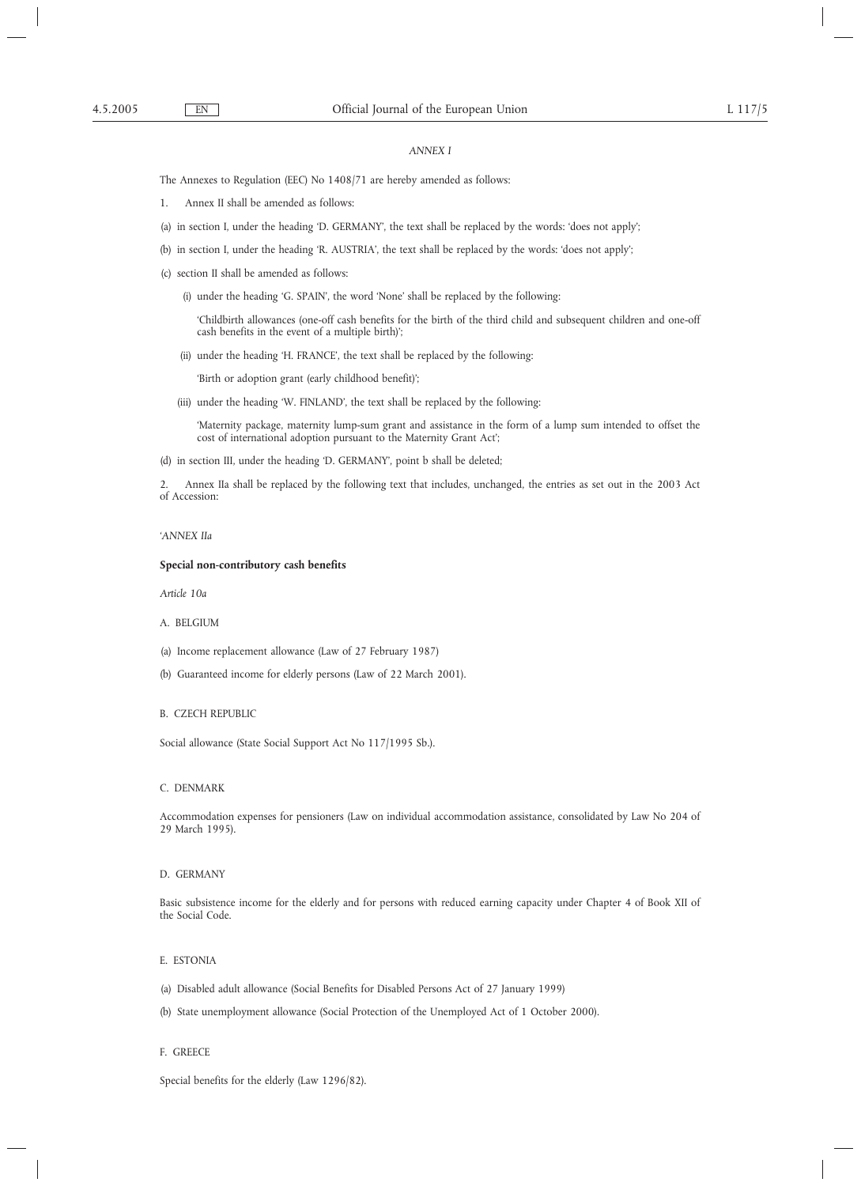*ANNEX I*

The Annexes to Regulation (EEC) No 1408/71 are hereby amended as follows:

1. Annex II shall be amended as follows:

(a) in section I, under the heading 'D. GERMANY', the text shall be replaced by the words: 'does not apply';

(b) in section I, under the heading 'R. AUSTRIA', the text shall be replaced by the words: 'does not apply';

(c) section II shall be amended as follows:

(i) under the heading 'G. SPAIN', the word 'None' shall be replaced by the following:

'Childbirth allowances (one-off cash benefits for the birth of the third child and subsequent children and one-off cash benefits in the event of a multiple birth)';

(ii) under the heading 'H. FRANCE', the text shall be replaced by the following:

'Birth or adoption grant (early childhood benefit)';

(iii) under the heading 'W. FINLAND', the text shall be replaced by the following:

'Maternity package, maternity lump-sum grant and assistance in the form of a lump sum intended to offset the cost of international adoption pursuant to the Maternity Grant Act';

(d) in section III, under the heading 'D. GERMANY', point b shall be deleted;

2. Annex IIa shall be replaced by the following text that includes, unchanged, the entries as set out in the 2003 Act of Accession:

'*ANNEX IIa*

**Special non-contributory cash benefits**

*Article 10a*

A. BELGIUM

(a) Income replacement allowance (Law of 27 February 1987)

(b) Guaranteed income for elderly persons (Law of 22 March 2001).

B. CZECH REPUBLIC

Social allowance (State Social Support Act No 117/1995 Sb.).

C. DENMARK

Accommodation expenses for pensioners (Law on individual accommodation assistance, consolidated by Law No 204 of 29 March 1995).

D. GERMANY

Basic subsistence income for the elderly and for persons with reduced earning capacity under Chapter 4 of Book XII of the Social Code.

E. ESTONIA

(a) Disabled adult allowance (Social Benefits for Disabled Persons Act of 27 January 1999)

(b) State unemployment allowance (Social Protection of the Unemployed Act of 1 October 2000).

F. GREECE

Special benefits for the elderly (Law 1296/82).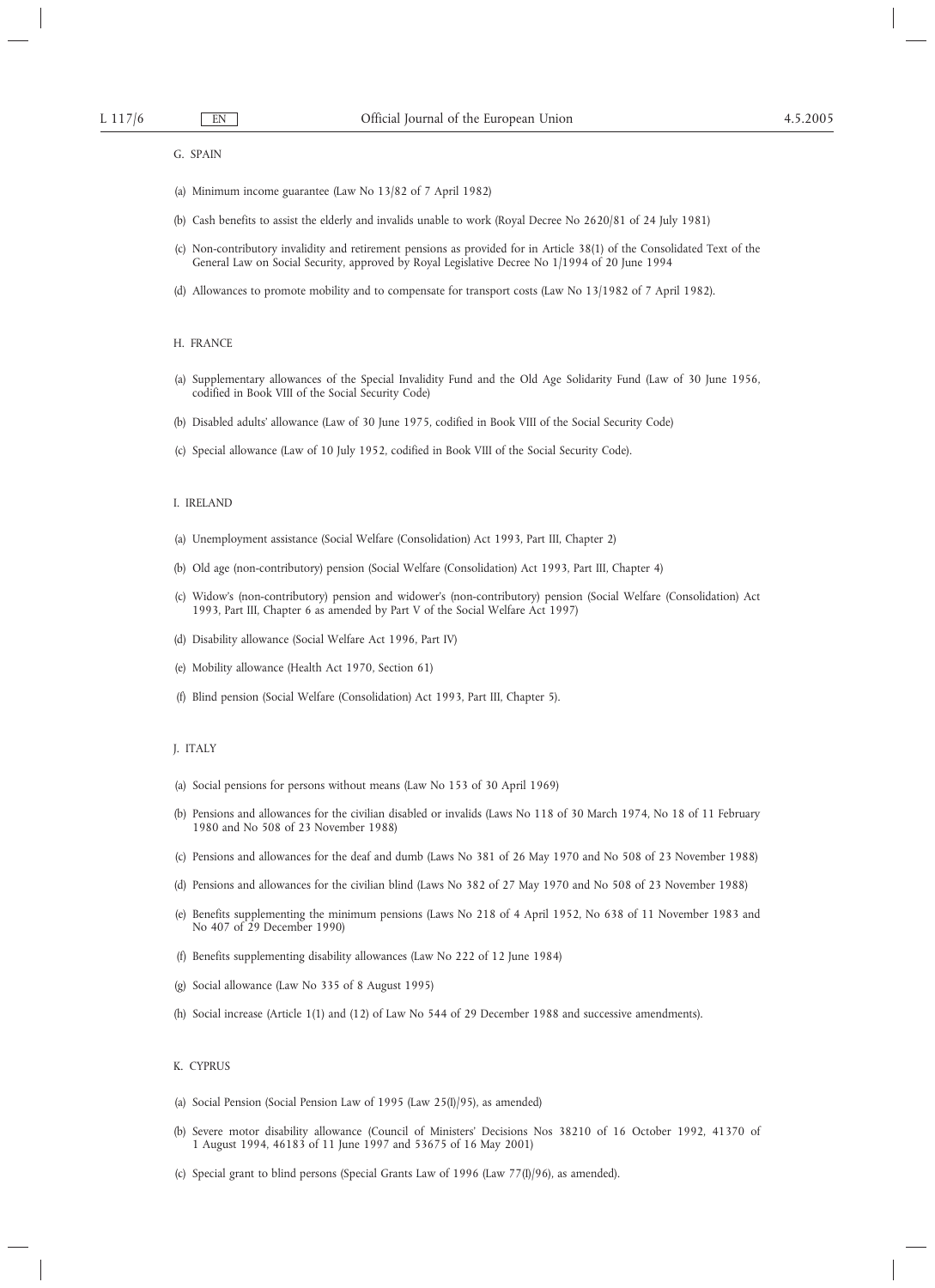G. SPAIN

(a) Minimum income guarantee (Law No 13/82 of 7 April 1982)

(b) Cash benefits to assist the elderly and invalids unable to work (Royal Decree No 2620/81 of 24 July 1981)

(c) Non-contributory invalidity and retirement pensions as provided for in Article 38(1) of the Consolidated Text of the General Law on Social Security, approved by Royal Legislative Decree No 1/1994 of 20 June 1994

(d) Allowances to promote mobility and to compensate for transport costs (Law No 13/1982 of 7 April 1982).

H. FRANCE

(a) Supplementary allowances of the Special Invalidity Fund and the Old Age Solidarity Fund (Law of 30 June 1956, codified in Book VIII of the Social Security Code)

(b) Disabled adults' allowance (Law of 30 June 1975, codified in Book VIII of the Social Security Code)

(c) Special allowance (Law of 10 July 1952, codified in Book VIII of the Social Security Code).

I. IRELAND

(a) Unemployment assistance (Social Welfare (Consolidation) Act 1993, Part III, Chapter 2)

(b) Old age (non-contributory) pension (Social Welfare (Consolidation) Act 1993, Part III, Chapter 4)

(c) Widow's (non-contributory) pension and widower's (non-contributory) pension (Social Welfare (Consolidation) Act 1993, Part III, Chapter 6 as amended by Part V of the Social Welfare Act 1997)

(d) Disability allowance (Social Welfare Act 1996, Part IV)

(e) Mobility allowance (Health Act 1970, Section 61)

(f) Blind pension (Social Welfare (Consolidation) Act 1993, Part III, Chapter 5).

J. ITALY

(a) Social pensions for persons without means (Law No 153 of 30 April 1969)

(b) Pensions and allowances for the civilian disabled or invalids (Laws No 118 of 30 March 1974, No 18 of 11 February 1980 and No 508 of 23 November 1988)

(c) Pensions and allowances for the deaf and dumb (Laws No 381 of 26 May 1970 and No 508 of 23 November 1988)

(d) Pensions and allowances for the civilian blind (Laws No 382 of 27 May 1970 and No 508 of 23 November 1988)

(e) Benefits supplementing the minimum pensions (Laws No 218 of 4 April 1952, No 638 of 11 November 1983 and No 407 of 29 December 1990)

(f) Benefits supplementing disability allowances (Law No 222 of 12 June 1984)

(g) Social allowance (Law No 335 of 8 August 1995)

(h) Social increase (Article 1(1) and (12) of Law No 544 of 29 December 1988 and successive amendments).

K. CYPRUS

(a) Social Pension (Social Pension Law of 1995 (Law 25(I)/95), as amended)

(b) Severe motor disability allowance (Council of Ministers' Decisions Nos 38210 of 16 October 1992, 41370 of 1 August 1994, 46183 of 11 June 1997 and 53675 of 16 May 2001)

(c) Special grant to blind persons (Special Grants Law of 1996 (Law 77(I)/96), as amended).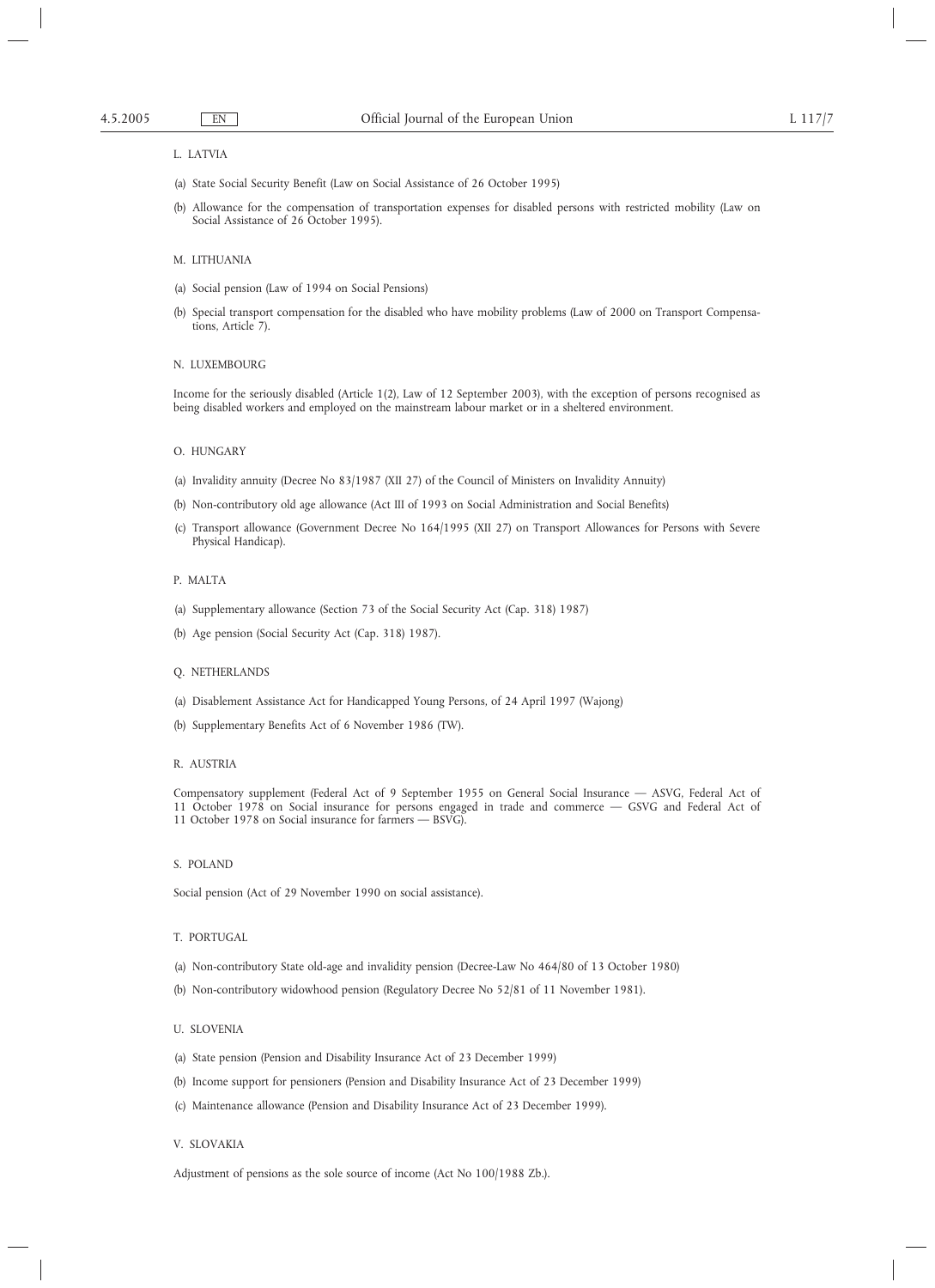L. LATVIA

(a) State Social Security Benefit (Law on Social Assistance of 26 October 1995)

(b) Allowance for the compensation of transportation expenses for disabled persons with restricted mobility (Law on Social Assistance of 26 October 1995).

M. LITHUANIA

(a) Social pension (Law of 1994 on Social Pensions)

(b) Special transport compensation for the disabled who have mobility problems (Law of 2000 on Transport Compensations, Article 7).

N. LUXEMBOURG

Income for the seriously disabled (Article 1(2), Law of 12 September 2003), with the exception of persons recognised as being disabled workers and employed on the mainstream labour market or in a sheltered environment.

O. HUNGARY

(a) Invalidity annuity (Decree No 83/1987 (XII 27) of the Council of Ministers on Invalidity Annuity)

(b) Non-contributory old age allowance (Act III of 1993 on Social Administration and Social Benefits)

(c) Transport allowance (Government Decree No 164/1995 (XII 27) on Transport Allowances for Persons with Severe Physical Handicap).

P. MALTA

(a) Supplementary allowance (Section 73 of the Social Security Act (Cap. 318) 1987)

(b) Age pension (Social Security Act (Cap. 318) 1987).

Q. NETHERLANDS

(a) Disablement Assistance Act for Handicapped Young Persons, of 24 April 1997 (Wajong)

(b) Supplementary Benefits Act of 6 November 1986 (TW).

R. AUSTRIA

Compensatory supplement (Federal Act of 9 September 1955 on General Social Insurance — ASVG, Federal Act of 11 October 1978 on Social insurance for persons engaged in trade and commerce — GSVG and Federal Act of 11 October 1978 on Social insurance for farmers — BSVG).

S. POLAND

Social pension (Act of 29 November 1990 on social assistance).

T. PORTUGAL

(a) Non-contributory State old-age and invalidity pension (Decree-Law No 464/80 of 13 October 1980)

(b) Non-contributory widowhood pension (Regulatory Decree No 52/81 of 11 November 1981).

U. SLOVENIA

(a) State pension (Pension and Disability Insurance Act of 23 December 1999)

(b) Income support for pensioners (Pension and Disability Insurance Act of 23 December 1999)

(c) Maintenance allowance (Pension and Disability Insurance Act of 23 December 1999).

V. SLOVAKIA

Adjustment of pensions as the sole source of income (Act No 100/1988 Zb.).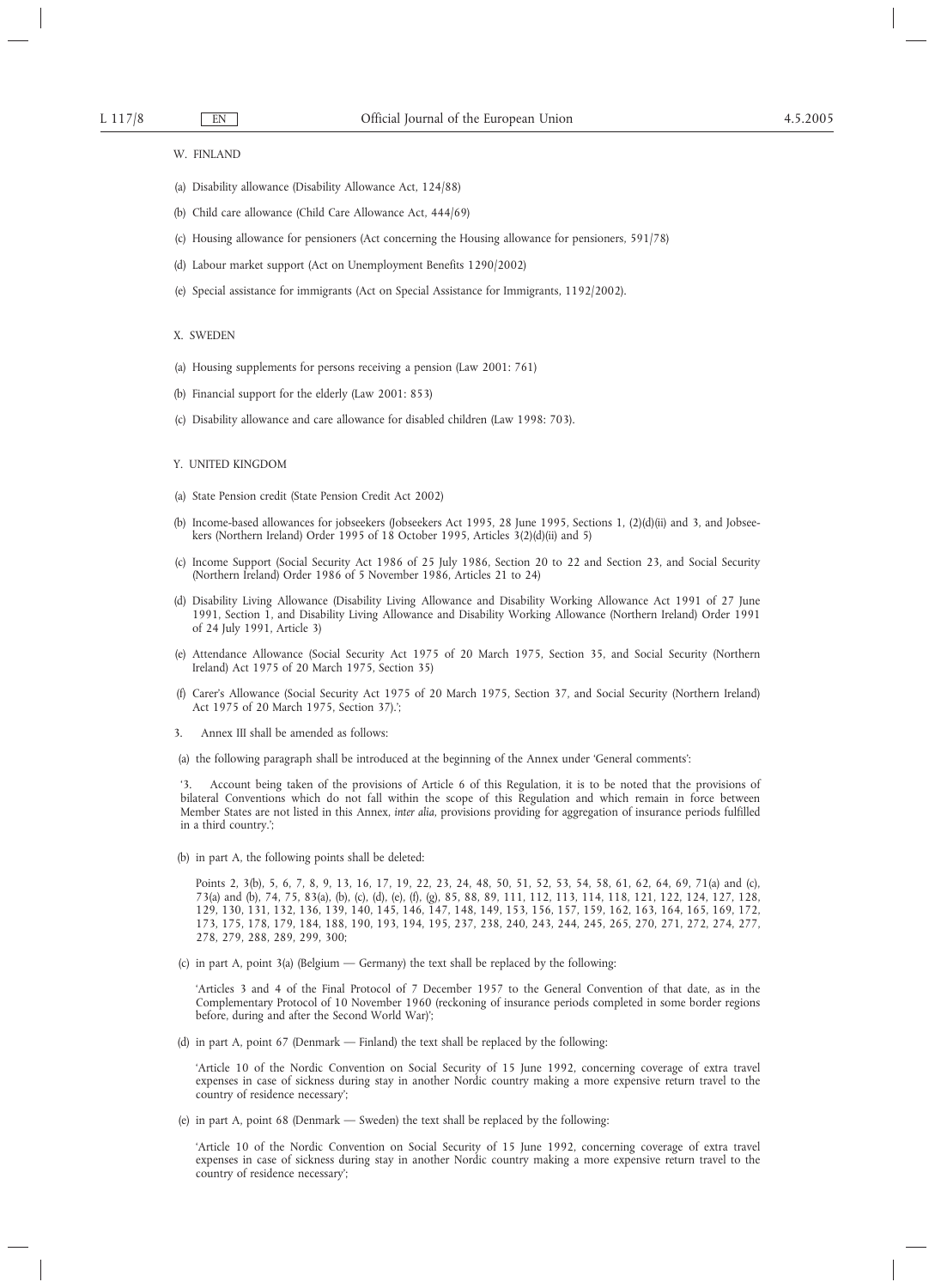W. FINLAND

(a) Disability allowance (Disability Allowance Act, 124/88)

(b) Child care allowance (Child Care Allowance Act, 444/69)

(c) Housing allowance for pensioners (Act concerning the Housing allowance for pensioners, 591/78)

(d) Labour market support (Act on Unemployment Benefits 1290/2002)

(e) Special assistance for immigrants (Act on Special Assistance for Immigrants, 1192/2002).

X. SWEDEN

(a) Housing supplements for persons receiving a pension (Law 2001: 761)

(b) Financial support for the elderly (Law 2001: 853)

(c) Disability allowance and care allowance for disabled children (Law 1998: 703).

Y. UNITED KINGDOM

(a) State Pension credit (State Pension Credit Act 2002)

(b) Income-based allowances for jobseekers (Jobseekers Act 1995, 28 June 1995, Sections 1, (2)(d)(ii) and 3, and Jobseekers (Northern Ireland) Order 1995 of 18 October 1995, Articles 3(2)(d)(ii) and 5)

(c) Income Support (Social Security Act 1986 of 25 July 1986, Section 20 to 22 and Section 23, and Social Security (Northern Ireland) Order 1986 of 5 November 1986, Articles 21 to 24)

(d) Disability Living Allowance (Disability Living Allowance and Disability Working Allowance Act 1991 of 27 June 1991, Section 1, and Disability Living Allowance and Disability Working Allowance (Northern Ireland) Order 1991 of 24 July 1991, Article 3)

(e) Attendance Allowance (Social Security Act 1975 of 20 March 1975, Section 35, and Social Security (Northern Ireland) Act 1975 of 20 March 1975, Section 35)

(f) Carer's Allowance (Social Security Act 1975 of 20 March 1975, Section 37, and Social Security (Northern Ireland) Act 1975 of 20 March 1975, Section 37).';

3. Annex III shall be amended as follows:

(a) the following paragraph shall be introduced at the beginning of the Annex under 'General comments':

'3. Account being taken of the provisions of Article 6 of this Regulation, it is to be noted that the provisions of bilateral Conventions which do not fall within the scope of this Regulation and which remain in force between Member States are not listed in this Annex, *inter alia*, provisions providing for aggregation of insurance periods fulfilled in a third country.';

(b) in part A, the following points shall be deleted:

Points 2, 3(b), 5, 6, 7, 8, 9, 13, 16, 17, 19, 22, 23, 24, 48, 50, 51, 52, 53, 54, 58, 61, 62, 64, 69, 71(a) and (c), 73(a) and (b), 74, 75, 83(a), (b), (c), (d), (e), (f), (g), 85, 88, 89, 111, 112, 113, 114, 118, 121, 122, 124, 127, 128, 129, 130, 131, 132, 136, 139, 140, 145, 146, 147, 148, 149, 153, 156, 157, 159, 162, 163, 164, 165, 169, 172, 173, 175, 178, 179, 184, 188, 190, 193, 194, 195, 237, 238, 240, 243, 244, 245, 265, 270, 271, 272, 274, 277, 278, 279, 288, 289, 299, 300;

(c) in part A, point 3(a) (Belgium — Germany) the text shall be replaced by the following:

'Articles 3 and 4 of the Final Protocol of 7 December 1957 to the General Convention of that date, as in the Complementary Protocol of 10 November 1960 (reckoning of insurance periods completed in some border regions before, during and after the Second World War)';

(d) in part A, point 67 (Denmark — Finland) the text shall be replaced by the following:

'Article 10 of the Nordic Convention on Social Security of 15 June 1992, concerning coverage of extra travel expenses in case of sickness during stay in another Nordic country making a more expensive return travel to the country of residence necessary';

(e) in part A, point 68 (Denmark — Sweden) the text shall be replaced by the following:

'Article 10 of the Nordic Convention on Social Security of 15 June 1992, concerning coverage of extra travel expenses in case of sickness during stay in another Nordic country making a more expensive return travel to the country of residence necessary';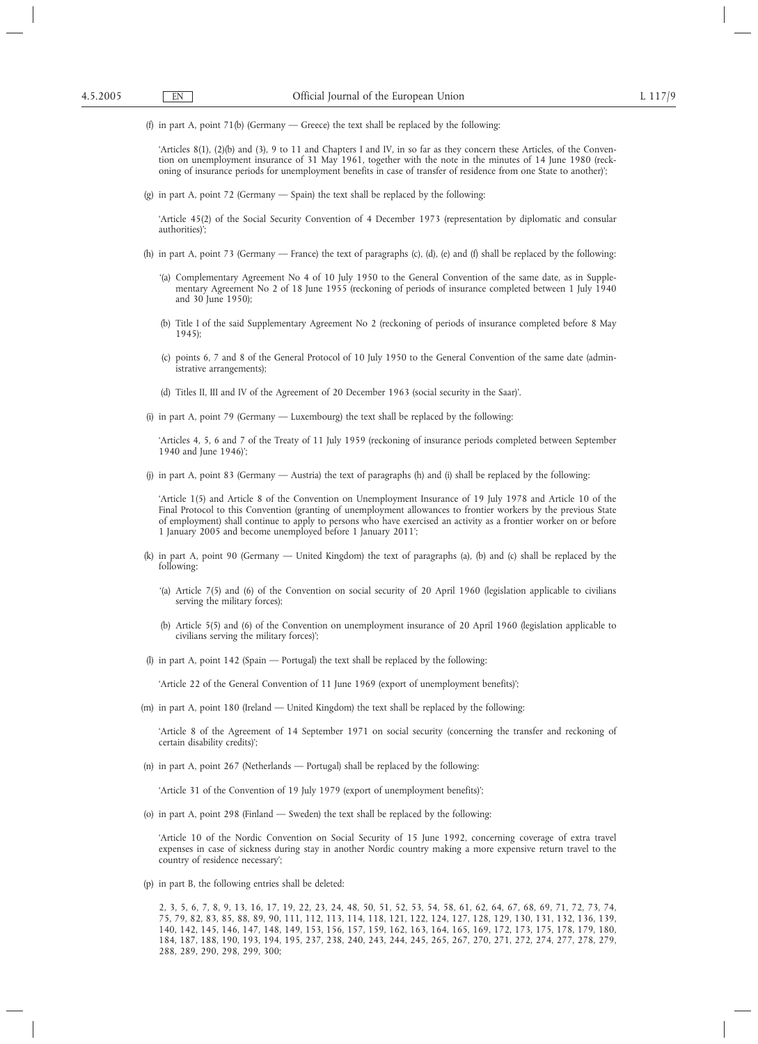(f) in part A, point 71(b) (Germany — Greece) the text shall be replaced by the following:

'Articles 8(1), (2)(b) and (3), 9 to 11 and Chapters I and IV, in so far as they concern these Articles, of the Convention on unemployment insurance of 31 May 1961, together with the note in the minutes of 14 June 1980 (reckoning of insurance periods for unemployment benefits in case of transfer of residence from one State to another)';

(g) in part A, point 72 (Germany — Spain) the text shall be replaced by the following:

'Article 45(2) of the Social Security Convention of 4 December 1973 (representation by diplomatic and consular authorities)';

(h) in part A, point 73 (Germany — France) the text of paragraphs (c), (d), (e) and (f) shall be replaced by the following:

'(a) Complementary Agreement No 4 of 10 July 1950 to the General Convention of the same date, as in Supplementary Agreement No 2 of 18 June 1955 (reckoning of periods of insurance completed between 1 July 1940 and 30 June 1950);

(b) Title I of the said Supplementary Agreement No 2 (reckoning of periods of insurance completed before 8 May 1945);

(c) points 6, 7 and 8 of the General Protocol of 10 July 1950 to the General Convention of the same date (administrative arrangements);

(d) Titles II, III and IV of the Agreement of 20 December 1963 (social security in the Saar)'.

(i) in part A, point 79 (Germany — Luxembourg) the text shall be replaced by the following:

'Articles 4, 5, 6 and 7 of the Treaty of 11 July 1959 (reckoning of insurance periods completed between September 1940 and June 1946)';

(j) in part A, point 83 (Germany — Austria) the text of paragraphs (h) and (i) shall be replaced by the following:

'Article 1(5) and Article 8 of the Convention on Unemployment Insurance of 19 July 1978 and Article 10 of the Final Protocol to this Convention (granting of unemployment allowances to frontier workers by the previous State of employment) shall continue to apply to persons who have exercised an activity as a frontier worker on or before 1 January 2005 and become unemployed before 1 January 2011';

(k) in part A, point 90 (Germany — United Kingdom) the text of paragraphs (a), (b) and (c) shall be replaced by the following:

'(a) Article 7(5) and (6) of the Convention on social security of 20 April 1960 (legislation applicable to civilians serving the military forces);

(b) Article 5(5) and (6) of the Convention on unemployment insurance of 20 April 1960 (legislation applicable to civilians serving the military forces)';

(l) in part A, point 142 (Spain — Portugal) the text shall be replaced by the following:

'Article 22 of the General Convention of 11 June 1969 (export of unemployment benefits)';

(m) in part A, point 180 (Ireland — United Kingdom) the text shall be replaced by the following:

'Article 8 of the Agreement of 14 September 1971 on social security (concerning the transfer and reckoning of certain disability credits)';

(n) in part A, point 267 (Netherlands — Portugal) shall be replaced by the following:

'Article 31 of the Convention of 19 July 1979 (export of unemployment benefits)';

(o) in part A, point 298 (Finland — Sweden) the text shall be replaced by the following:

'Article 10 of the Nordic Convention on Social Security of 15 June 1992, concerning coverage of extra travel expenses in case of sickness during stay in another Nordic country making a more expensive return travel to the country of residence necessary';

(p) in part B, the following entries shall be deleted:

2, 3, 5, 6, 7, 8, 9, 13, 16, 17, 19, 22, 23, 24, 48, 50, 51, 52, 53, 54, 58, 61, 62, 64, 67, 68, 69, 71, 72, 73, 74, 75, 79, 82, 83, 85, 88, 89, 90, 111, 112, 113, 114, 118, 121, 122, 124, 127, 128, 129, 130, 131, 132, 136, 139, 140, 142, 145, 146, 147, 148, 149, 153, 156, 157, 159, 162, 163, 164, 165, 169, 172, 173, 175, 178, 179, 180, 184, 187, 188, 190, 193, 194, 195, 237, 238, 240, 243, 244, 245, 265, 267, 270, 271, 272, 274, 277, 278, 279, 288, 289, 290, 298, 299, 300;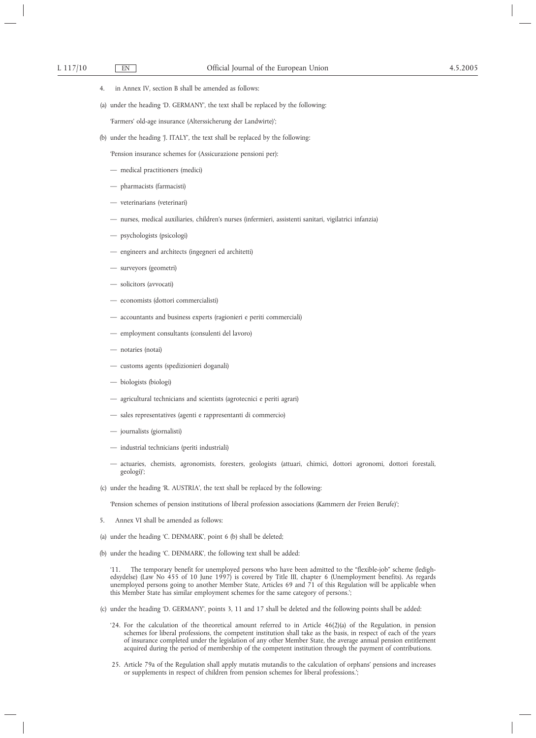4. in Annex IV, section B shall be amended as follows:

(a) under the heading 'D. GERMANY', the text shall be replaced by the following:

'Farmers' old-age insurance (Alterssicherung der Landwirte)';

(b) under the heading 'J. ITALY', the text shall be replaced by the following:

'Pension insurance schemes for (Assicurazione pensioni per):

— medical practitioners (medici)

— pharmacists (farmacisti)

— veterinarians (veterinari)

— nurses, medical auxiliaries, children's nurses (infermieri, assistenti sanitari, vigilatrici infanzia)

— psychologists (psicologi)

— engineers and architects (ingegneri ed architetti)

— surveyors (geometri)

— solicitors (avvocati)

— economists (dottori commercialisti)

— accountants and business experts (ragionieri e periti commerciali)

— employment consultants (consulenti del lavoro)

— notaries (notai)

— customs agents (spedizionieri doganali)

— biologists (biologi)

— agricultural technicians and scientists (agrotecnici e periti agrari)

— sales representatives (agenti e rappresentanti di commercio)

— journalists (giornalisti)

— industrial technicians (periti industriali)

— actuaries, chemists, agronomists, foresters, geologists (attuari, chimici, dottori agronomi, dottori forestali, geologi)';

(c) under the heading 'R. AUSTRIA', the text shall be replaced by the following:

'Pension schemes of pension institutions of liberal profession associations (Kammern der Freien Berufe)';

5. Annex VI shall be amended as follows:

(a) under the heading 'C. DENMARK', point 6 (b) shall be deleted;

(b) under the heading 'C. DENMARK', the following text shall be added:

'11. The temporary benefit for unemployed persons who have been admitted to the "flexible-job" scheme (ledighedsydelse) (Law No 455 of 10 June 1997) is covered by Title III, chapter 6 (Unemployment benefits). As regards unemployed persons going to another Member State, Articles 69 and 71 of this Regulation will be applicable when this Member State has similar employment schemes for the same category of persons.';

(c) under the heading 'D. GERMANY', points 3, 11 and 17 shall be deleted and the following points shall be added:

'24. For the calculation of the theoretical amount referred to in Article 46(2)(a) of the Regulation, in pension schemes for liberal professions, the competent institution shall take as the basis, in respect of each of the years of insurance completed under the legislation of any other Member State, the average annual pension entitlement acquired during the period of membership of the competent institution through the payment of contributions.

25. Article 79a of the Regulation shall apply mutatis mutandis to the calculation of orphans' pensions and increases or supplements in respect of children from pension schemes for liberal professions.';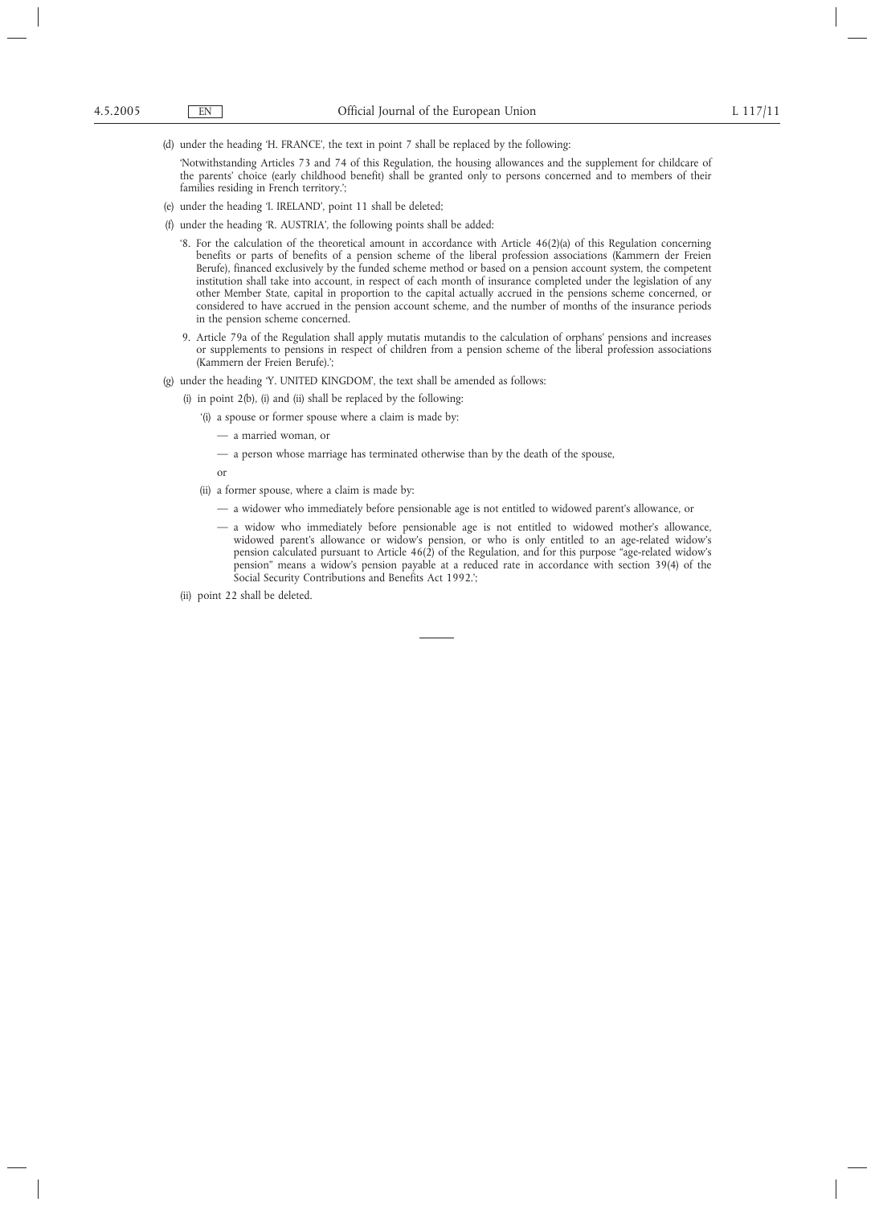(d) under the heading 'H. FRANCE', the text in point 7 shall be replaced by the following:

'Notwithstanding Articles 73 and 74 of this Regulation, the housing allowances and the supplement for childcare of the parents' choice (early childhood benefit) shall be granted only to persons concerned and to members of their families residing in French territory.';

(e) under the heading 'I. IRELAND', point 11 shall be deleted;

(f) under the heading 'R. AUSTRIA', the following points shall be added:

'8. For the calculation of the theoretical amount in accordance with Article 46(2)(a) of this Regulation concerning benefits or parts of benefits of a pension scheme of the liberal profession associations (Kammern der Freien Berufe), financed exclusively by the funded scheme method or based on a pension account system, the competent institution shall take into account, in respect of each month of insurance completed under the legislation of any other Member State, capital in proportion to the capital actually accrued in the pensions scheme concerned, or considered to have accrued in the pension account scheme, and the number of months of the insurance periods in the pension scheme concerned.

9. Article 79a of the Regulation shall apply mutatis mutandis to the calculation of orphans' pensions and increases or supplements to pensions in respect of children from a pension scheme of the liberal profession associations (Kammern der Freien Berufe).';

(g) under the heading 'Y. UNITED KINGDOM', the text shall be amended as follows:

(i) in point 2(b), (i) and (ii) shall be replaced by the following:

'(i) a spouse or former spouse where a claim is made by:

— a married woman, or

— a person whose marriage has terminated otherwise than by the death of the spouse,

or

(ii) a former spouse, where a claim is made by:

— a widower who immediately before pensionable age is not entitled to widowed parent's allowance, or

— a widow who immediately before pensionable age is not entitled to widowed mother's allowance, widowed parent's allowance or widow's pension, or who is only entitled to an age-related widow's pension calculated pursuant to Article 46(2) of the Regulation, and for this purpose "age-related widow's pension" means a widow's pension payable at a reduced rate in accordance with section 39(4) of the Social Security Contributions and Benefits Act 1992.';

(ii) point 22 shall be deleted.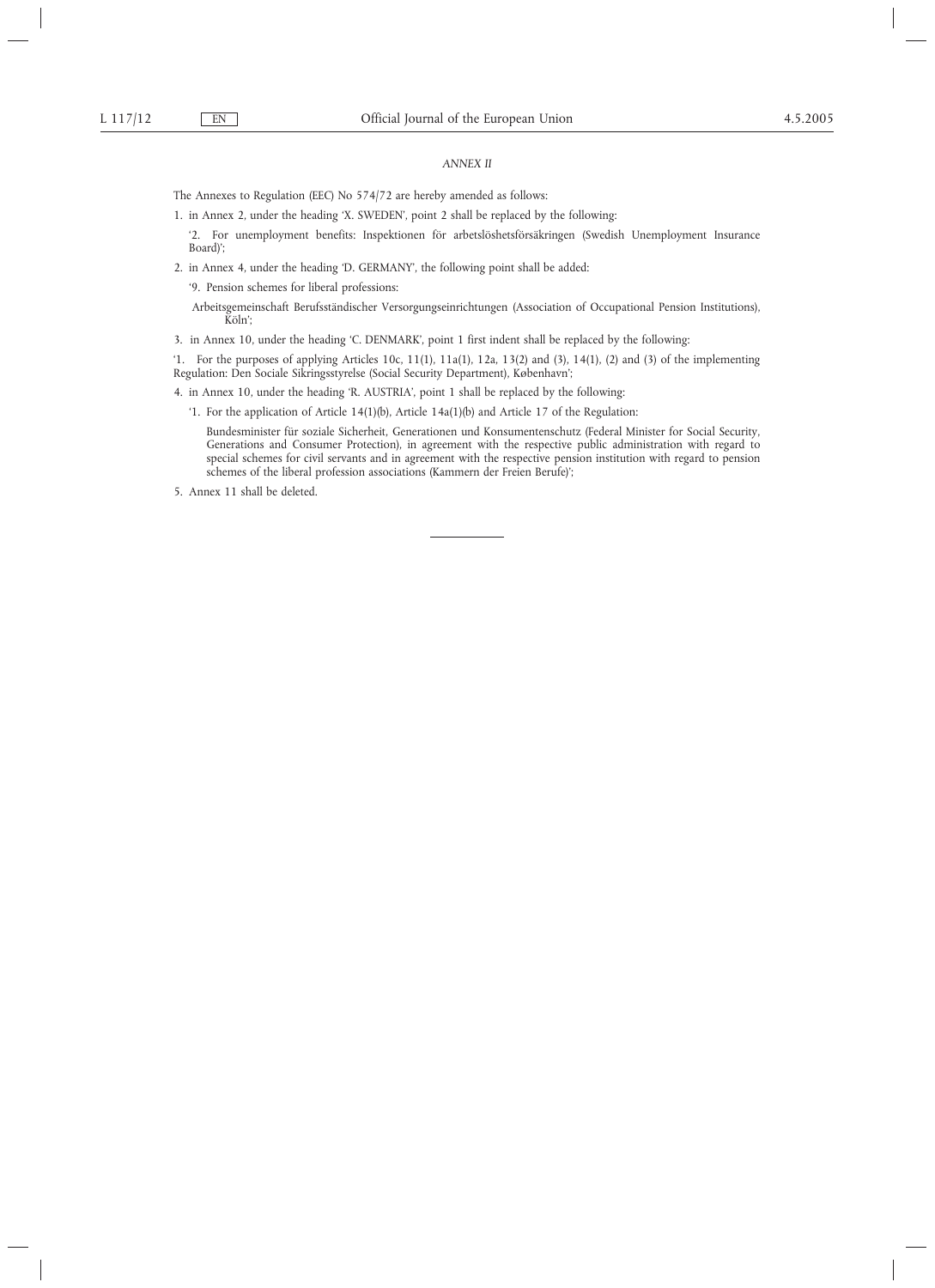*ANNEX II*

The Annexes to Regulation (EEC) No 574/72 are hereby amended as follows:

1. in Annex 2, under the heading 'X. SWEDEN', point 2 shall be replaced by the following:

   '2. For unemployment benefits: Inspektionen för arbetslöshetsförsäkringen (Swedish Unemployment Insurance Board)';

2. in Annex 4, under the heading 'D. GERMANY', the following point shall be added:

   '9. Pension schemes for liberal professions:

   Arbeitsgemeinschaft Berufsständischer Versorgungseinrichtungen (Association of Occupational Pension Institutions), Köln';

3. in Annex 10, under the heading 'C. DENMARK', point 1 first indent shall be replaced by the following:

'1. For the purposes of applying Articles 10c, 11(1), 11a(1), 12a, 13(2) and (3), 14(1), (2) and (3) of the implementing Regulation: Den Sociale Sikringsstyrelse (Social Security Department), København';

4. in Annex 10, under the heading 'R. AUSTRIA', point 1 shall be replaced by the following:

   '1. For the application of Article 14(1)(b), Article 14a(1)(b) and Article 17 of the Regulation:

   Bundesminister für soziale Sicherheit, Generationen und Konsumentenschutz (Federal Minister for Social Security, Generations and Consumer Protection), in agreement with the respective public administration with regard to special schemes for civil servants and in agreement with the respective pension institution with regard to pension schemes of the liberal profession associations (Kammern der Freien Berufe)';

5. Annex 11 shall be deleted.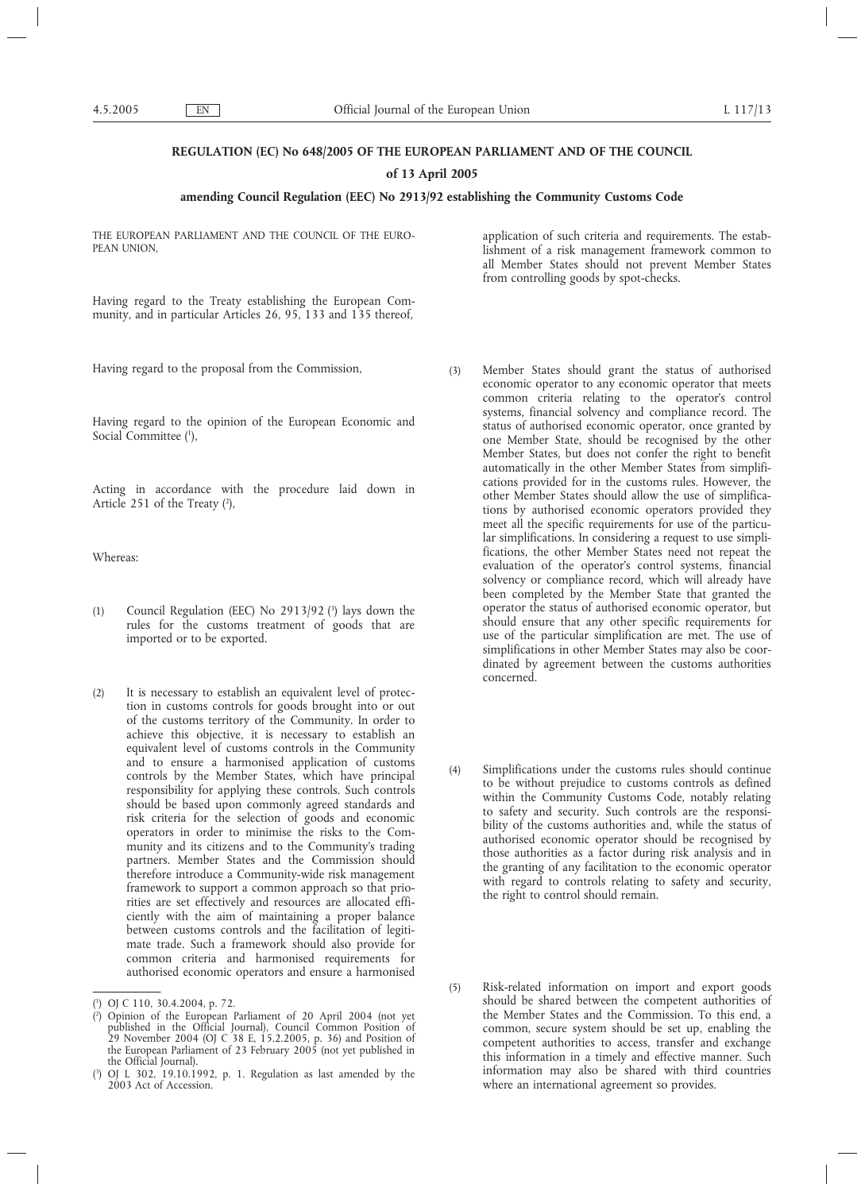**REGULATION (EC) No 648/2005 OF THE EUROPEAN PARLIAMENT AND OF THE COUNCIL**

**of 13 April 2005**

**amending Council Regulation (EEC) No 2913/92 establishing the Community Customs Code**

THE EUROPEAN PARLIAMENT AND THE COUNCIL OF THE EUROPEAN UNION,

Having regard to the Treaty establishing the European Community, and in particular Articles 26, 95, 133 and 135 thereof,

Having regard to the proposal from the Commission,

Having regard to the opinion of the European Economic and Social Committee [1],

Acting in accordance with the procedure laid down in Article 251 of the Treaty [2],

Whereas:

(1) Council Regulation (EEC) No 2913/92 [3] lays down the rules for the customs treatment of goods that are imported or to be exported.

(2) It is necessary to establish an equivalent level of protection in customs controls for goods brought into or out of the customs territory of the Community. In order to achieve this objective, it is necessary to establish an equivalent level of customs controls in the Community and to ensure a harmonised application of customs controls by the Member States, which have principal responsibility for applying these controls. Such controls should be based upon commonly agreed standards and risk criteria for the selection of goods and economic operators in order to minimise the risks to the Community and its citizens and to the Community's trading partners. Member States and the Commission should therefore introduce a Community-wide risk management framework to support a common approach so that priorities are set effectively and resources are allocated efficiently with the aim of maintaining a proper balance between customs controls and the facilitation of legitimate trade. Such a framework should also provide for common criteria and harmonised requirements for authorised economic operators and ensure a harmonised application of such criteria and requirements. The establishment of a risk management framework common to all Member States should not prevent Member States from controlling goods by spot-checks.

(3) Member States should grant the status of authorised economic operator to any economic operator that meets common criteria relating to the operator's control systems, financial solvency and compliance record. The status of authorised economic operator, once granted by one Member State, should be recognised by the other Member States, but does not confer the right to benefit automatically in the other Member States from simplifications provided for in the customs rules. However, the other Member States should allow the use of simplifications by authorised economic operators provided they meet all the specific requirements for use of the particular simplifications. In considering a request to use simplifications, the other Member States need not repeat the evaluation of the operator's control systems, financial solvency or compliance record, which will already have been completed by the Member State that granted the operator the status of authorised economic operator, but should ensure that any other specific requirements for use of the particular simplification are met. The use of simplifications in other Member States may also be coordinated by agreement between the customs authorities concerned.

(4) Simplifications under the customs rules should continue to be without prejudice to customs controls as defined within the Community Customs Code, notably relating to safety and security. Such controls are the responsibility of the customs authorities and, while the status of authorised economic operator should be recognised by those authorities as a factor during risk analysis and in the granting of any facilitation to the economic operator with regard to controls relating to safety and security, the right to control should remain.

(5) Risk-related information on import and export goods should be shared between the competent authorities of the Member States and the Commission. To this end, a common, secure system should be set up, enabling the competent authorities to access, transfer and exchange this information in a timely and effective manner. Such information may also be shared with third countries where an international agreement so provides.

---

[1] OJ C 110, 30.4.2004, p. 72.

[2] Opinion of the European Parliament of 20 April 2004 (not yet published in the Official Journal), Council Common Position of 29 November 2004 (OJ C 38 E, 15.2.2005, p. 36) and Position of the European Parliament of 23 February 2005 (not yet published in the Official Journal).

[3] OJ L 302, 19.10.1992, p. 1. Regulation as last amended by the 2003 Act of Accession.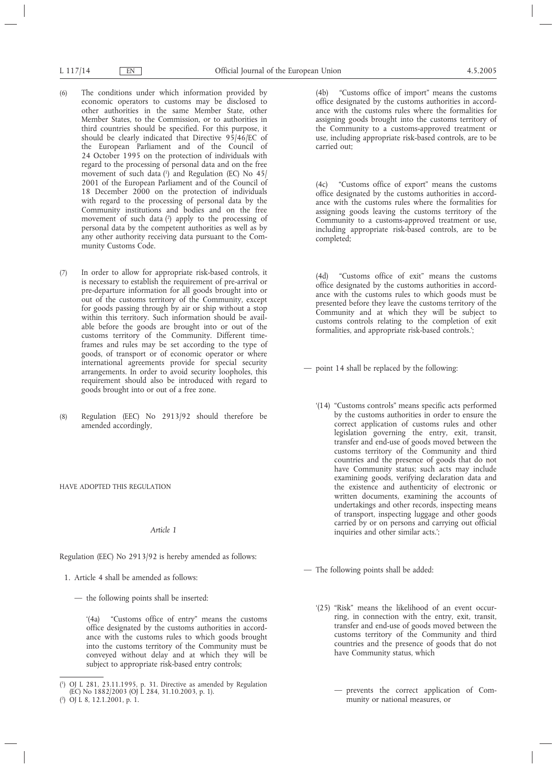(6) The conditions under which information provided by economic operators to customs may be disclosed to other authorities in the same Member State, other Member States, to the Commission, or to authorities in third countries should be specified. For this purpose, it should be clearly indicated that Directive 95/46/EC of the European Parliament and of the Council of 24 October 1995 on the protection of individuals with regard to the processing of personal data and on the free movement of such data [1] and Regulation (EC) No 45/2001 of the European Parliament and of the Council of 18 December 2000 on the protection of individuals with regard to the processing of personal data by the Community institutions and bodies and on the free movement of such data [2] apply to the processing of personal data by the competent authorities as well as by any other authority receiving data pursuant to the Community Customs Code.

(7) In order to allow for appropriate risk-based controls, it is necessary to establish the requirement of pre-arrival or pre-departure information for all goods brought into or out of the customs territory of the Community, except for goods passing through by air or ship without a stop within this territory. Such information should be available before the goods are brought into or out of the customs territory of the Community. Different timeframes and rules may be set according to the type of goods, of transport or of economic operator or where international agreements provide for special security arrangements. In order to avoid security loopholes, this requirement should also be introduced with regard to goods brought into or out of a free zone.

(8) Regulation (EEC) No 2913/92 should therefore be amended accordingly,

HAVE ADOPTED THIS REGULATION

*Article 1*

Regulation (EEC) No 2913/92 is hereby amended as follows:

1. Article 4 shall be amended as follows:

— the following points shall be inserted:

'(4a) "Customs office of entry" means the customs office designated by the customs authorities in accordance with the customs rules to which goods brought into the customs territory of the Community must be conveyed without delay and at which they will be subject to appropriate risk-based entry controls;

(4b) "Customs office of import" means the customs office designated by the customs authorities in accordance with the customs rules where the formalities for assigning goods brought into the customs territory of the Community to a customs-approved treatment or use, including appropriate risk-based controls, are to be carried out;

(4c) "Customs office of export" means the customs office designated by the customs authorities in accordance with the customs rules where the formalities for assigning goods leaving the customs territory of the Community to a customs-approved treatment or use, including appropriate risk-based controls, are to be completed;

(4d) "Customs office of exit" means the customs office designated by the customs authorities in accordance with the customs rules to which goods must be presented before they leave the customs territory of the Community and at which they will be subject to customs controls relating to the completion of exit formalities, and appropriate risk-based controls.';

— point 14 shall be replaced by the following:

'(14) "Customs controls" means specific acts performed by the customs authorities in order to ensure the correct application of customs rules and other legislation governing the entry, exit, transit, transfer and end-use of goods moved between the customs territory of the Community and third countries and the presence of goods that do not have Community status; such acts may include examining goods, verifying declaration data and the existence and authenticity of electronic or written documents, examining the accounts of undertakings and other records, inspecting means of transport, inspecting luggage and other goods carried by or on persons and carrying out official inquiries and other similar acts.';

— The following points shall be added:

'(25) "Risk" means the likelihood of an event occurring, in connection with the entry, exit, transit, transfer and end-use of goods moved between the customs territory of the Community and third countries and the presence of goods that do not have Community status, which

— prevents the correct application of Community or national measures, or

---

[1] OJ L 281, 23.11.1995, p. 31. Directive as amended by Regulation (EC) No 1882/2003 (OJ L 284, 31.10.2003, p. 1).

[2] OJ L 8, 12.1.2001, p. 1.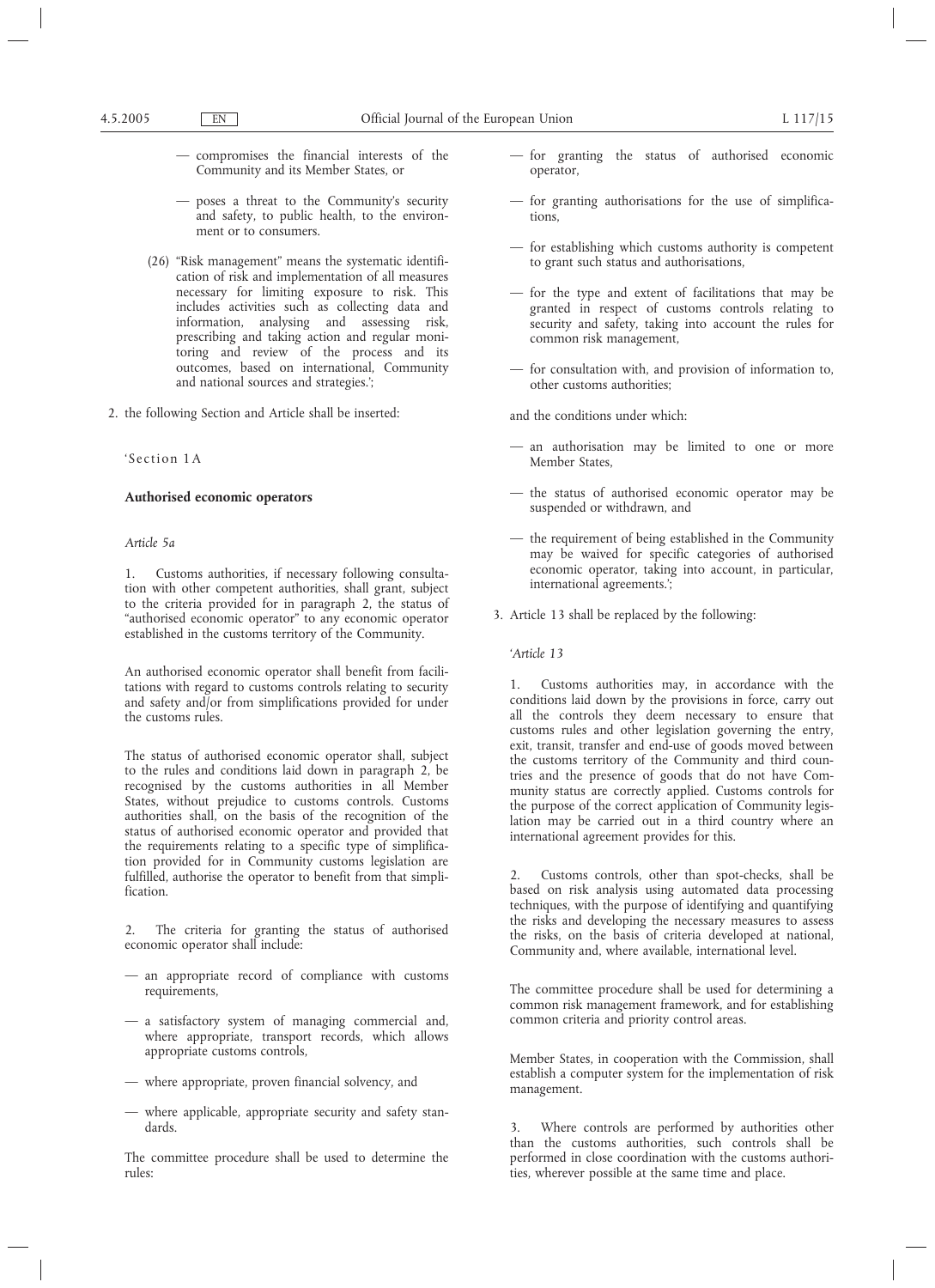— compromises the financial interests of the Community and its Member States, or

— poses a threat to the Community's security and safety, to public health, to the environment or to consumers.

(26) "Risk management" means the systematic identification of risk and implementation of all measures necessary for limiting exposure to risk. This includes activities such as collecting data and information, analysing and assessing risk, prescribing and taking action and regular monitoring and review of the process and its outcomes, based on international, Community and national sources and strategies.';

2. the following Section and Article shall be inserted:

'Section 1A

**Authorised economic operators**

*Article 5a*

1. Customs authorities, if necessary following consultation with other competent authorities, shall grant, subject to the criteria provided for in paragraph 2, the status of "authorised economic operator" to any economic operator established in the customs territory of the Community.

An authorised economic operator shall benefit from facilitations with regard to customs controls relating to security and safety and/or from simplifications provided for under the customs rules.

The status of authorised economic operator shall, subject to the rules and conditions laid down in paragraph 2, be recognised by the customs authorities in all Member States, without prejudice to customs controls. Customs authorities shall, on the basis of the recognition of the status of authorised economic operator and provided that the requirements relating to a specific type of simplification provided for in Community customs legislation are fulfilled, authorise the operator to benefit from that simplification.

2. The criteria for granting the status of authorised economic operator shall include:

— an appropriate record of compliance with customs requirements,

— a satisfactory system of managing commercial and, where appropriate, transport records, which allows appropriate customs controls,

— where appropriate, proven financial solvency, and

— where applicable, appropriate security and safety standards.

The committee procedure shall be used to determine the rules:

— for granting the status of authorised economic operator,

— for granting authorisations for the use of simplifications,

— for establishing which customs authority is competent to grant such status and authorisations,

— for the type and extent of facilitations that may be granted in respect of customs controls relating to security and safety, taking into account the rules for common risk management,

— for consultation with, and provision of information to, other customs authorities;

and the conditions under which:

— an authorisation may be limited to one or more Member States,

— the status of authorised economic operator may be suspended or withdrawn, and

— the requirement of being established in the Community may be waived for specific categories of authorised economic operator, taking into account, in particular, international agreements.';

3. Article 13 shall be replaced by the following:

'*Article 13*

1. Customs authorities may, in accordance with the conditions laid down by the provisions in force, carry out all the controls they deem necessary to ensure that customs rules and other legislation governing the entry, exit, transit, transfer and end-use of goods moved between the customs territory of the Community and third countries and the presence of goods that do not have Community status are correctly applied. Customs controls for the purpose of the correct application of Community legislation may be carried out in a third country where an international agreement provides for this.

2. Customs controls, other than spot-checks, shall be based on risk analysis using automated data processing techniques, with the purpose of identifying and quantifying the risks and developing the necessary measures to assess the risks, on the basis of criteria developed at national, Community and, where available, international level.

The committee procedure shall be used for determining a common risk management framework, and for establishing common criteria and priority control areas.

Member States, in cooperation with the Commission, shall establish a computer system for the implementation of risk management.

3. Where controls are performed by authorities other than the customs authorities, such controls shall be performed in close coordination with the customs authorities, wherever possible at the same time and place.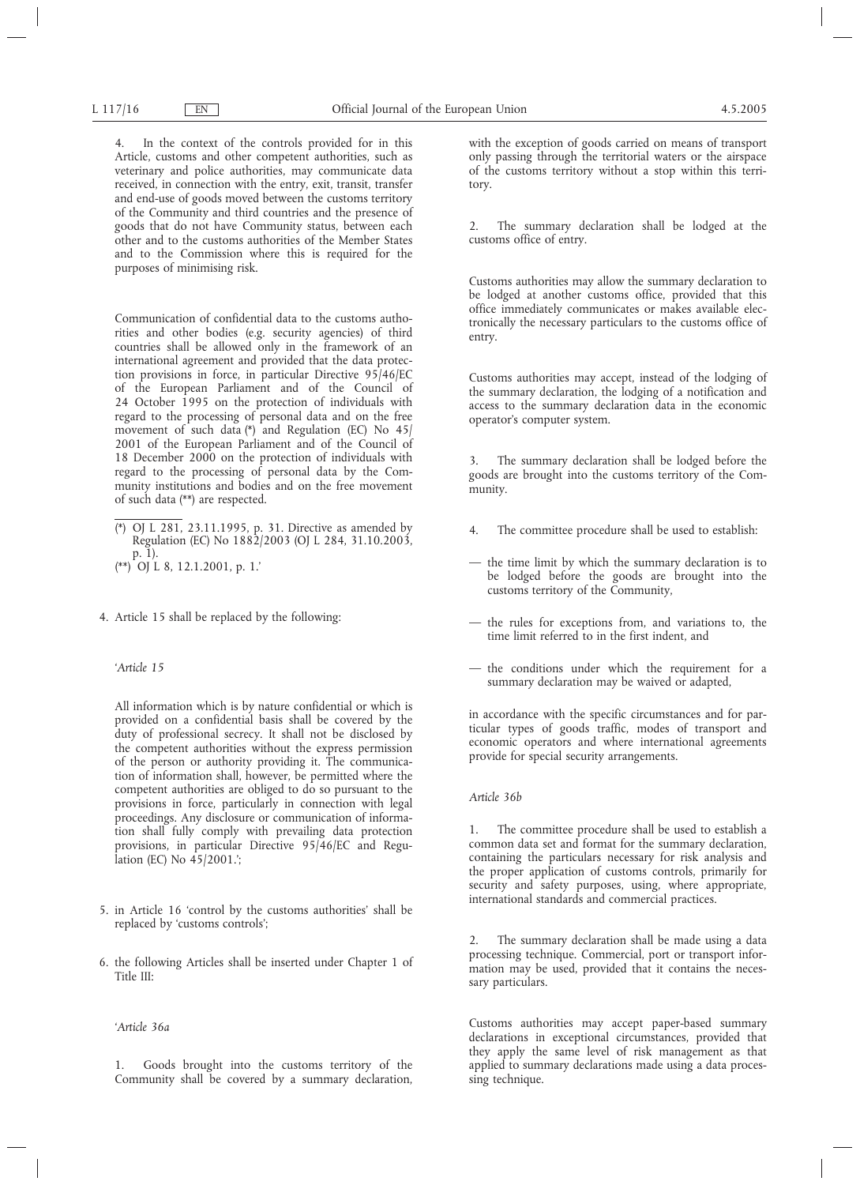4. In the context of the controls provided for in this Article, customs and other competent authorities, such as veterinary and police authorities, may communicate data received, in connection with the entry, exit, transit, transfer and end-use of goods moved between the customs territory of the Community and third countries and the presence of goods that do not have Community status, between each other and to the customs authorities of the Member States and to the Commission where this is required for the purposes of minimising risk.

Communication of confidential data to the customs authorities and other bodies (e.g. security agencies) of third countries shall be allowed only in the framework of an international agreement and provided that the data protection provisions in force, in particular Directive 95/46/EC of the European Parliament and of the Council of 24 October 1995 on the protection of individuals with regard to the processing of personal data and on the free movement of such data (*) and Regulation (EC) No 45/2001 of the European Parliament and of the Council of 18 December 2000 on the protection of individuals with regard to the processing of personal data by the Community institutions and bodies and on the free movement of such data (**) are respected.

(*) OJ L 281, 23.11.1995, p. 31. Directive as amended by Regulation (EC) No 1882/2003 (OJ L 284, 31.10.2003, p. 1).

(**) OJ L 8, 12.1.2001, p. 1.'

4. Article 15 shall be replaced by the following:

'*Article 15*

All information which is by nature confidential or which is provided on a confidential basis shall be covered by the duty of professional secrecy. It shall not be disclosed by the competent authorities without the express permission of the person or authority providing it. The communication of information shall, however, be permitted where the competent authorities are obliged to do so pursuant to the provisions in force, particularly in connection with legal proceedings. Any disclosure or communication of information shall fully comply with prevailing data protection provisions, in particular Directive 95/46/EC and Regulation (EC) No 45/2001.';

5. in Article 16 'control by the customs authorities' shall be replaced by 'customs controls';

6. the following Articles shall be inserted under Chapter 1 of Title III:

'*Article 36a*

1. Goods brought into the customs territory of the Community shall be covered by a summary declaration, with the exception of goods carried on means of transport only passing through the territorial waters or the airspace of the customs territory without a stop within this territory.

2. The summary declaration shall be lodged at the customs office of entry.

Customs authorities may allow the summary declaration to be lodged at another customs office, provided that this office immediately communicates or makes available electronically the necessary particulars to the customs office of entry.

Customs authorities may accept, instead of the lodging of the summary declaration, the lodging of a notification and access to the summary declaration data in the economic operator's computer system.

3. The summary declaration shall be lodged before the goods are brought into the customs territory of the Community.

4. The committee procedure shall be used to establish:

— the time limit by which the summary declaration is to be lodged before the goods are brought into the customs territory of the Community,

— the rules for exceptions from, and variations to, the time limit referred to in the first indent, and

— the conditions under which the requirement for a summary declaration may be waived or adapted,

in accordance with the specific circumstances and for particular types of goods traffic, modes of transport and economic operators and where international agreements provide for special security arrangements.

*Article 36b*

1. The committee procedure shall be used to establish a common data set and format for the summary declaration, containing the particulars necessary for risk analysis and the proper application of customs controls, primarily for security and safety purposes, using, where appropriate, international standards and commercial practices.

2. The summary declaration shall be made using a data processing technique. Commercial, port or transport information may be used, provided that it contains the necessary particulars.

Customs authorities may accept paper-based summary declarations in exceptional circumstances, provided that they apply the same level of risk management as that applied to summary declarations made using a data processing technique.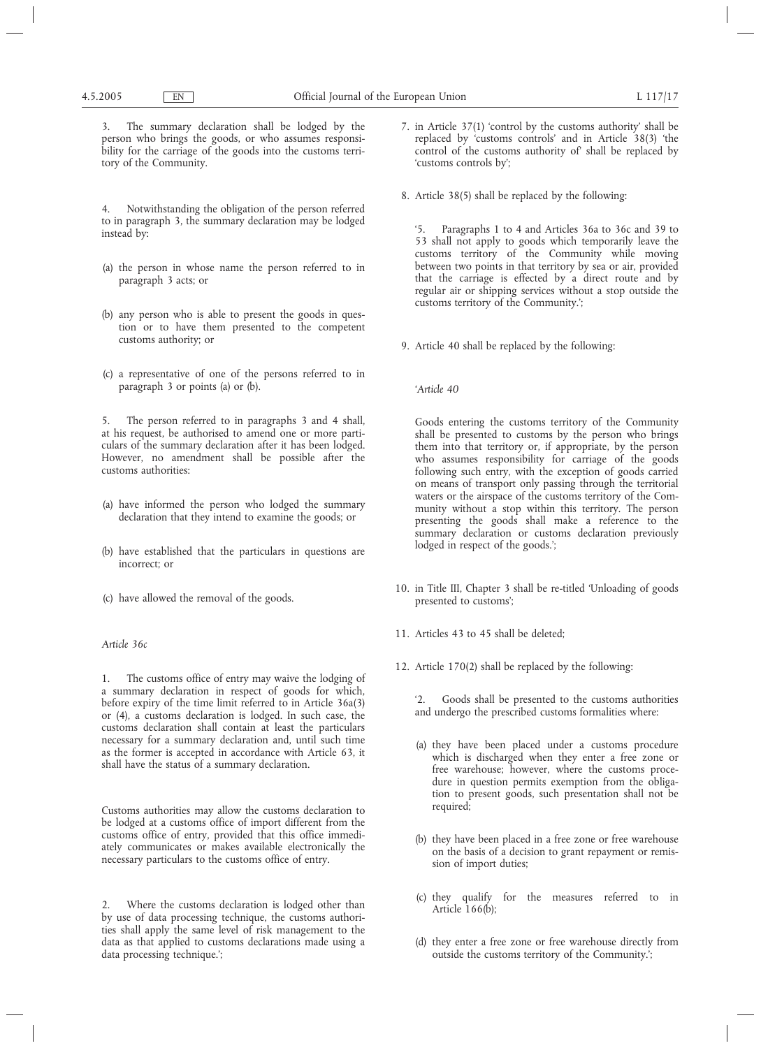3. The summary declaration shall be lodged by the person who brings the goods, or who assumes responsibility for the carriage of the goods into the customs territory of the Community.

4. Notwithstanding the obligation of the person referred to in paragraph 3, the summary declaration may be lodged instead by:

(a) the person in whose name the person referred to in paragraph 3 acts; or

(b) any person who is able to present the goods in question or to have them presented to the competent customs authority; or

(c) a representative of one of the persons referred to in paragraph 3 or points (a) or (b).

5. The person referred to in paragraphs 3 and 4 shall, at his request, be authorised to amend one or more particulars of the summary declaration after it has been lodged. However, no amendment shall be possible after the customs authorities:

(a) have informed the person who lodged the summary declaration that they intend to examine the goods; or

(b) have established that the particulars in questions are incorrect; or

(c) have allowed the removal of the goods.

*Article 36c*

1. The customs office of entry may waive the lodging of a summary declaration in respect of goods for which, before expiry of the time limit referred to in Article 36a(3) or (4), a customs declaration is lodged. In such case, the customs declaration shall contain at least the particulars necessary for a summary declaration and, until such time as the former is accepted in accordance with Article 63, it shall have the status of a summary declaration.

Customs authorities may allow the customs declaration to be lodged at a customs office of import different from the customs office of entry, provided that this office immediately communicates or makes available electronically the necessary particulars to the customs office of entry.

2. Where the customs declaration is lodged other than by use of data processing technique, the customs authorities shall apply the same level of risk management to the data as that applied to customs declarations made using a data processing technique.';

7. in Article 37(1) 'control by the customs authority' shall be replaced by 'customs controls' and in Article 38(3) 'the control of the customs authority of' shall be replaced by 'customs controls by';

8. Article 38(5) shall be replaced by the following:

'5. Paragraphs 1 to 4 and Articles 36a to 36c and 39 to 53 shall not apply to goods which temporarily leave the customs territory of the Community while moving between two points in that territory by sea or air, provided that the carriage is effected by a direct route and by regular air or shipping services without a stop outside the customs territory of the Community.';

9. Article 40 shall be replaced by the following:

'*Article 40*

Goods entering the customs territory of the Community shall be presented to customs by the person who brings them into that territory or, if appropriate, by the person who assumes responsibility for carriage of the goods following such entry, with the exception of goods carried on means of transport only passing through the territorial waters or the airspace of the customs territory of the Community without a stop within this territory. The person presenting the goods shall make a reference to the summary declaration or customs declaration previously lodged in respect of the goods.';

10. in Title III, Chapter 3 shall be re-titled 'Unloading of goods presented to customs';

11. Articles 43 to 45 shall be deleted;

12. Article 170(2) shall be replaced by the following:

'2. Goods shall be presented to the customs authorities and undergo the prescribed customs formalities where:

(a) they have been placed under a customs procedure which is discharged when they enter a free zone or free warehouse; however, where the customs procedure in question permits exemption from the obligation to present goods, such presentation shall not be required;

(b) they have been placed in a free zone or free warehouse on the basis of a decision to grant repayment or remission of import duties;

(c) they qualify for the measures referred to in Article 166(b);

(d) they enter a free zone or free warehouse directly from outside the customs territory of the Community.';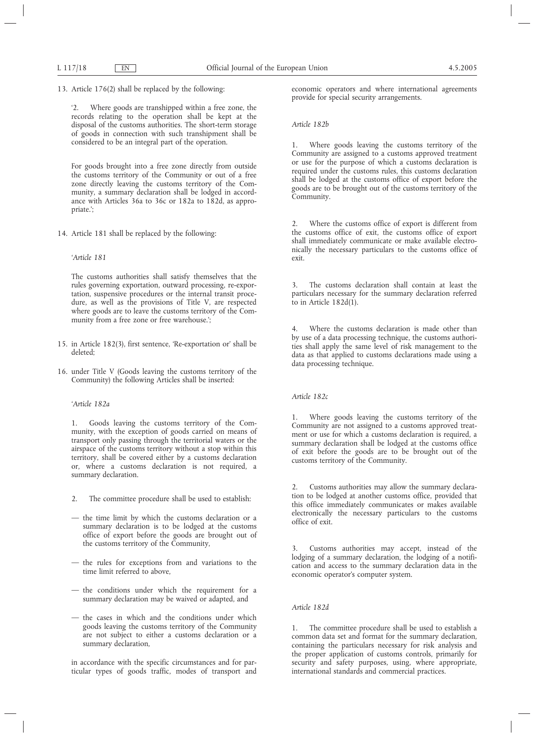13. Article 176(2) shall be replaced by the following:

'2. Where goods are transhipped within a free zone, the records relating to the operation shall be kept at the disposal of the customs authorities. The short-term storage of goods in connection with such transhipment shall be considered to be an integral part of the operation.

For goods brought into a free zone directly from outside the customs territory of the Community or out of a free zone directly leaving the customs territory of the Community, a summary declaration shall be lodged in accordance with Articles 36a to 36c or 182a to 182d, as appropriate.';

14. Article 181 shall be replaced by the following:

'*Article 181*

The customs authorities shall satisfy themselves that the rules governing exportation, outward processing, re-exportation, suspensive procedures or the internal transit procedure, as well as the provisions of Title V, are respected where goods are to leave the customs territory of the Community from a free zone or free warehouse.';

15. in Article 182(3), first sentence, 'Re-exportation or' shall be deleted;

16. under Title V (Goods leaving the customs territory of the Community) the following Articles shall be inserted:

'*Article 182a*

1. Goods leaving the customs territory of the Community, with the exception of goods carried on means of transport only passing through the territorial waters or the airspace of the customs territory without a stop within this territory, shall be covered either by a customs declaration or, where a customs declaration is not required, a summary declaration.

2. The committee procedure shall be used to establish:

— the time limit by which the customs declaration or a summary declaration is to be lodged at the customs office of export before the goods are brought out of the customs territory of the Community,

— the rules for exceptions from and variations to the time limit referred to above,

— the conditions under which the requirement for a summary declaration may be waived or adapted, and

— the cases in which and the conditions under which goods leaving the customs territory of the Community are not subject to either a customs declaration or a summary declaration,

in accordance with the specific circumstances and for particular types of goods traffic, modes of transport and economic operators and where international agreements provide for special security arrangements.

*Article 182b*

1. Where goods leaving the customs territory of the Community are assigned to a customs approved treatment or use for the purpose of which a customs declaration is required under the customs rules, this customs declaration shall be lodged at the customs office of export before the goods are to be brought out of the customs territory of the Community.

2. Where the customs office of export is different from the customs office of exit, the customs office of export shall immediately communicate or make available electronically the necessary particulars to the customs office of exit.

3. The customs declaration shall contain at least the particulars necessary for the summary declaration referred to in Article 182d(1).

4. Where the customs declaration is made other than by use of a data processing technique, the customs authorities shall apply the same level of risk management to the data as that applied to customs declarations made using a data processing technique.

*Article 182c*

1. Where goods leaving the customs territory of the Community are not assigned to a customs approved treatment or use for which a customs declaration is required, a summary declaration shall be lodged at the customs office of exit before the goods are to be brought out of the customs territory of the Community.

2. Customs authorities may allow the summary declaration to be lodged at another customs office, provided that this office immediately communicates or makes available electronically the necessary particulars to the customs office of exit.

3. Customs authorities may accept, instead of the lodging of a summary declaration, the lodging of a notification and access to the summary declaration data in the economic operator's computer system.

*Article 182d*

1. The committee procedure shall be used to establish a common data set and format for the summary declaration, containing the particulars necessary for risk analysis and the proper application of customs controls, primarily for security and safety purposes, using, where appropriate, international standards and commercial practices.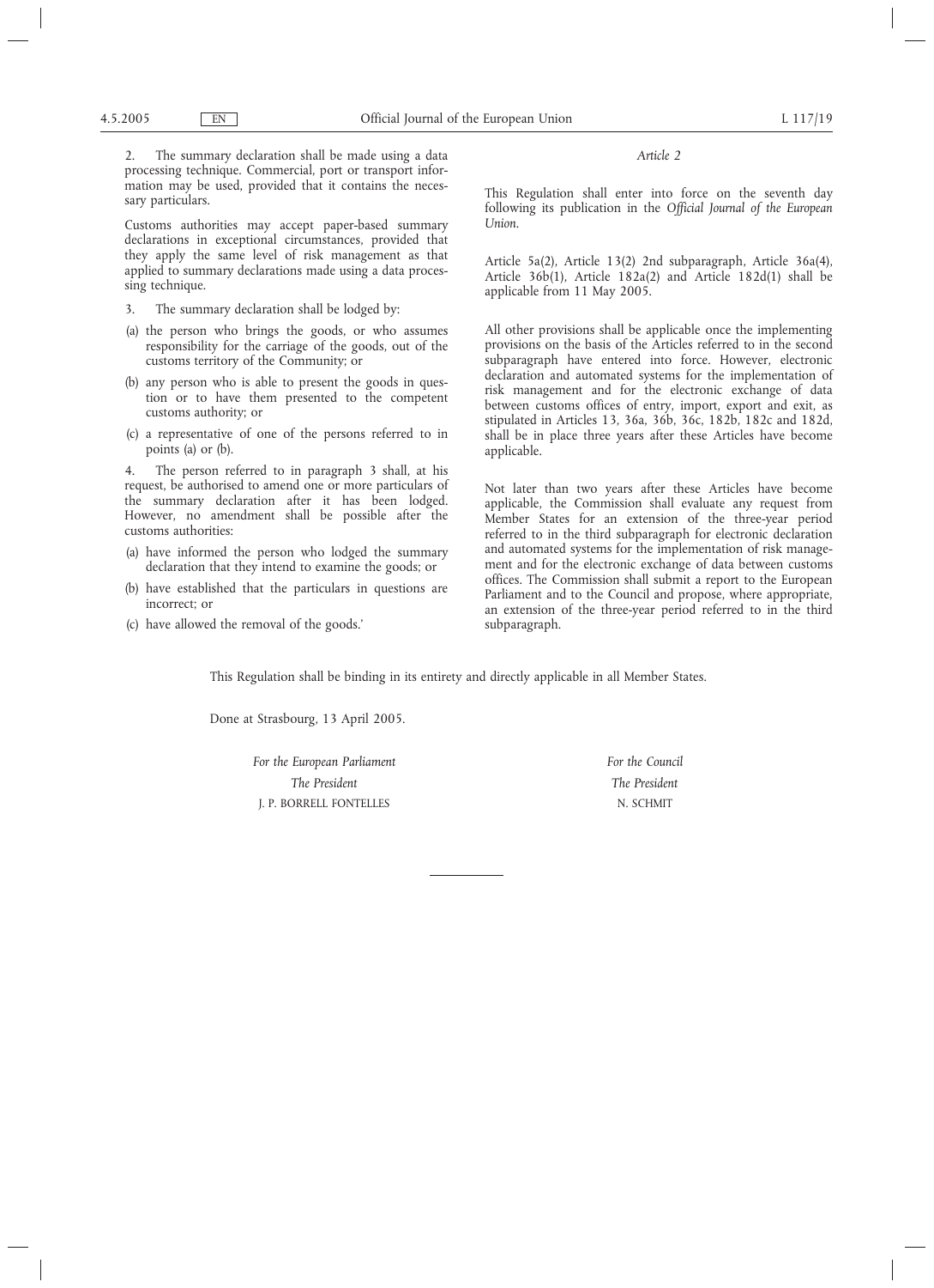2. The summary declaration shall be made using a data processing technique. Commercial, port or transport information may be used, provided that it contains the necessary particulars.

Customs authorities may accept paper-based summary declarations in exceptional circumstances, provided that they apply the same level of risk management as that applied to summary declarations made using a data processing technique.

3. The summary declaration shall be lodged by:

(a) the person who brings the goods, or who assumes responsibility for the carriage of the goods, out of the customs territory of the Community; or

(b) any person who is able to present the goods in question or to have them presented to the competent customs authority; or

(c) a representative of one of the persons referred to in points (a) or (b).

4. The person referred to in paragraph 3 shall, at his request, be authorised to amend one or more particulars of the summary declaration after it has been lodged. However, no amendment shall be possible after the customs authorities:

(a) have informed the person who lodged the summary declaration that they intend to examine the goods; or

(b) have established that the particulars in questions are incorrect; or

(c) have allowed the removal of the goods.'

*Article 2*

This Regulation shall enter into force on the seventh day following its publication in the *Official Journal of the European Union*.

Article 5a(2), Article 13(2) 2nd subparagraph, Article 36a(4), Article 36b(1), Article 182a(2) and Article 182d(1) shall be applicable from 11 May 2005.

All other provisions shall be applicable once the implementing provisions on the basis of the Articles referred to in the second subparagraph have entered into force. However, electronic declaration and automated systems for the implementation of risk management and for the electronic exchange of data between customs offices of entry, import, export and exit, as stipulated in Articles 13, 36a, 36b, 36c, 182b, 182c and 182d, shall be in place three years after these Articles have become applicable.

Not later than two years after these Articles have become applicable, the Commission shall evaluate any request from Member States for an extension of the three-year period referred to in the third subparagraph for electronic declaration and automated systems for the implementation of risk management and for the electronic exchange of data between customs offices. The Commission shall submit a report to the European Parliament and to the Council and propose, where appropriate, an extension of the three-year period referred to in the third subparagraph.

This Regulation shall be binding in its entirety and directly applicable in all Member States.

Done at Strasbourg, 13 April 2005.

| *For the European Parliament* | *For the Council* |
|---|---|
| *The President* | *The President* |
| J. P. BORRELL FONTELLES | N. SCHMIT |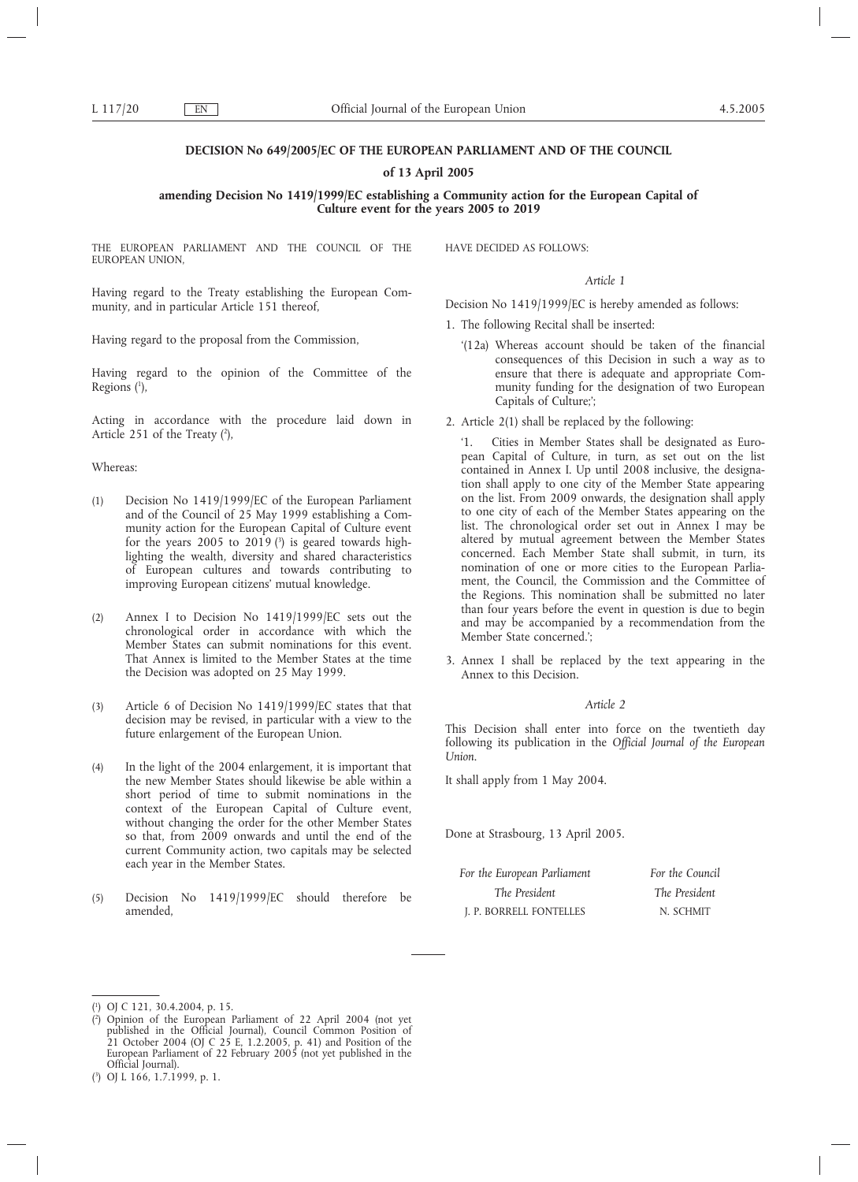**DECISION No 649/2005/EC OF THE EUROPEAN PARLIAMENT AND OF THE COUNCIL**

**of 13 April 2005**

**amending Decision No 1419/1999/EC establishing a Community action for the European Capital of Culture event for the years 2005 to 2019**

THE EUROPEAN PARLIAMENT AND THE COUNCIL OF THE EUROPEAN UNION,

Having regard to the Treaty establishing the European Community, and in particular Article 151 thereof,

Having regard to the proposal from the Commission,

Having regard to the opinion of the Committee of the Regions [1],

Acting in accordance with the procedure laid down in Article 251 of the Treaty [2],

Whereas:

(1) Decision No 1419/1999/EC of the European Parliament and of the Council of 25 May 1999 establishing a Community action for the European Capital of Culture event for the years 2005 to 2019 [3] is geared towards highlighting the wealth, diversity and shared characteristics of European cultures and towards contributing to improving European citizens' mutual knowledge.

(2) Annex I to Decision No 1419/1999/EC sets out the chronological order in accordance with which the Member States can submit nominations for this event. That Annex is limited to the Member States at the time the Decision was adopted on 25 May 1999.

(3) Article 6 of Decision No 1419/1999/EC states that that decision may be revised, in particular with a view to the future enlargement of the European Union.

(4) In the light of the 2004 enlargement, it is important that the new Member States should likewise be able within a short period of time to submit nominations in the context of the European Capital of Culture event, without changing the order for the other Member States so that, from 2009 onwards and until the end of the current Community action, two capitals may be selected each year in the Member States.

(5) Decision No 1419/1999/EC should therefore be amended,

HAVE DECIDED AS FOLLOWS:

*Article 1*

Decision No 1419/1999/EC is hereby amended as follows:

1. The following Recital shall be inserted:

   '(12a) Whereas account should be taken of the financial consequences of this Decision in such a way as to ensure that there is adequate and appropriate Community funding for the designation of two European Capitals of Culture;';

2. Article 2(1) shall be replaced by the following:

   '1. Cities in Member States shall be designated as European Capital of Culture, in turn, as set out on the list contained in Annex I. Up until 2008 inclusive, the designation shall apply to one city of the Member State appearing on the list. From 2009 onwards, the designation shall apply to one city of each of the Member States appearing on the list. The chronological order set out in Annex I may be altered by mutual agreement between the Member States concerned. Each Member State shall submit, in turn, its nomination of one or more cities to the European Parliament, the Council, the Commission and the Committee of the Regions. This nomination shall be submitted no later than four years before the event in question is due to begin and may be accompanied by a recommendation from the Member State concerned.';

3. Annex I shall be replaced by the text appearing in the Annex to this Decision.

*Article 2*

This Decision shall enter into force on the twentieth day following its publication in the *Official Journal of the European Union*.

It shall apply from 1 May 2004.

Done at Strasbourg, 13 April 2005.

| *For the European Parliament* | *For the Council* |
|---|---|
| *The President* | *The President* |
| J. P. BORRELL FONTELLES | N. SCHMIT |

---

[1] OJ C 121, 30.4.2004, p. 15.

[2] Opinion of the European Parliament of 22 April 2004 (not yet published in the Official Journal), Council Common Position of 21 October 2004 (OJ C 25 E, 1.2.2005, p. 41) and Position of the European Parliament of 22 February 2005 (not yet published in the Official Journal).

[3] OJ L 166, 1.7.1999, p. 1.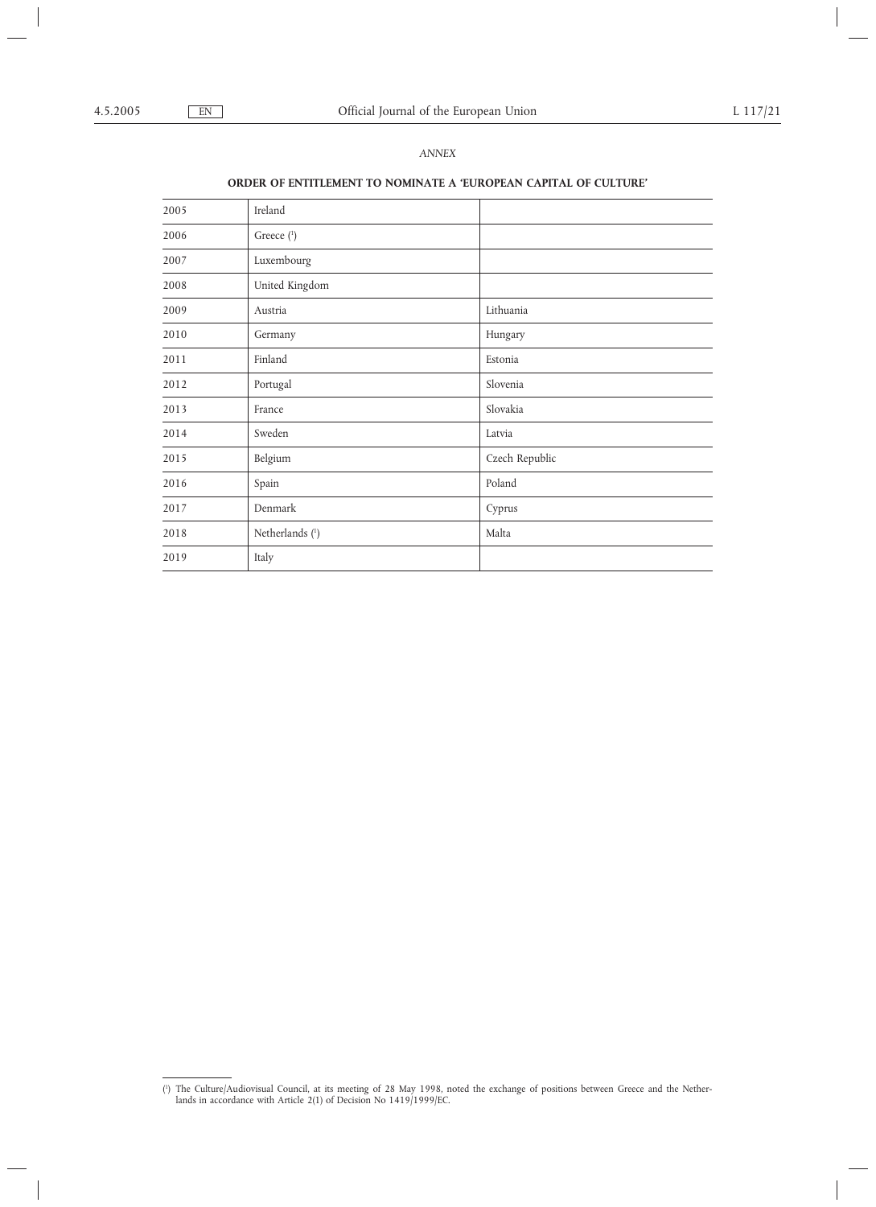*ANNEX*

**ORDER OF ENTITLEMENT TO NOMINATE A 'EUROPEAN CAPITAL OF CULTURE'**

| | | |
|---|---|---|
| 2005 | Ireland | |
| 2006 | Greece [1] | |
| 2007 | Luxembourg | |
| 2008 | United Kingdom | |
| 2009 | Austria | Lithuania |
| 2010 | Germany | Hungary |
| 2011 | Finland | Estonia |
| 2012 | Portugal | Slovenia |
| 2013 | France | Slovakia |
| 2014 | Sweden | Latvia |
| 2015 | Belgium | Czech Republic |
| 2016 | Spain | Poland |
| 2017 | Denmark | Cyprus |
| 2018 | Netherlands [1] | Malta |
| 2019 | Italy | |

[1] The Culture/Audiovisual Council, at its meeting of 28 May 1998, noted the exchange of positions between Greece and the Netherlands in accordance with Article 2(1) of Decision No 1419/1999/EC.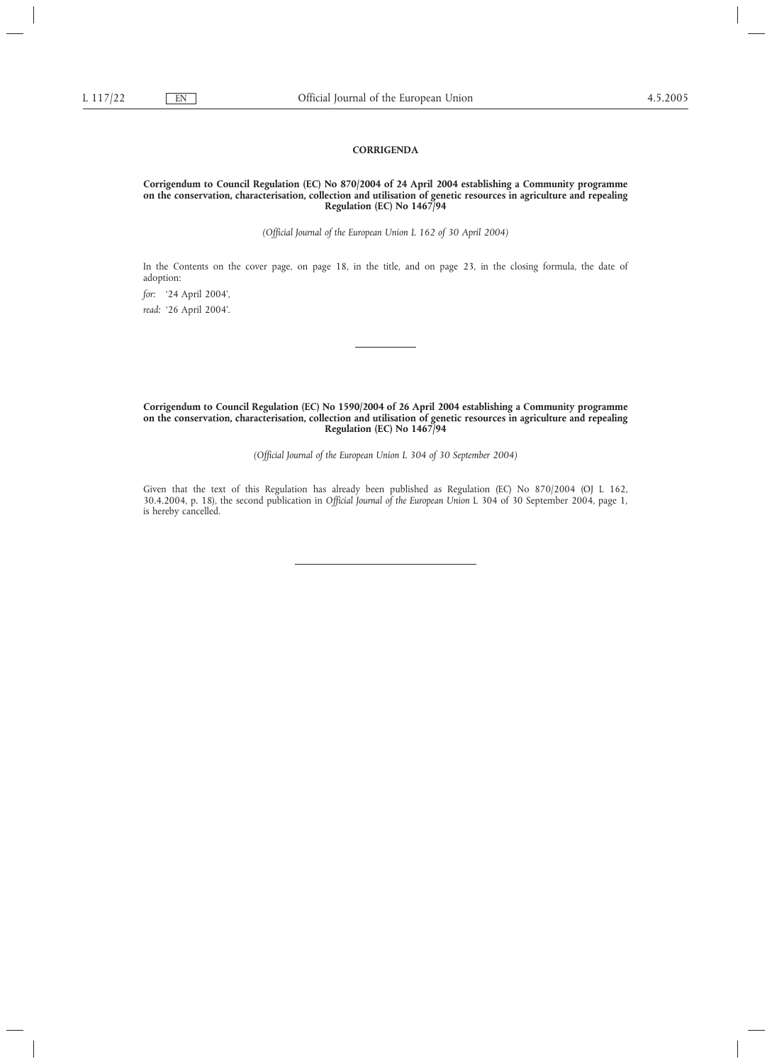## CORRIGENDA

### Corrigendum to Council Regulation (EC) No 870/2004 of 24 April 2004 establishing a Community programme on the conservation, characterisation, collection and utilisation of genetic resources in agriculture and repealing Regulation (EC) No 1467/94

*(Official Journal of the European Union L 162 of 30 April 2004)*

In the Contents on the cover page, on page 18, in the title, and on page 23, in the closing formula, the date of adoption:

*for:* '24 April 2004',

*read:* '26 April 2004'.

---

### Corrigendum to Council Regulation (EC) No 1590/2004 of 26 April 2004 establishing a Community programme on the conservation, characterisation, collection and utilisation of genetic resources in agriculture and repealing Regulation (EC) No 1467/94

*(Official Journal of the European Union L 304 of 30 September 2004)*

Given that the text of this Regulation has already been published as Regulation (EC) No 870/2004 (OJ L 162, 30.4.2004, p. 18), the second publication in *Official Journal of the European Union* L 304 of 30 September 2004, page 1, is hereby cancelled.